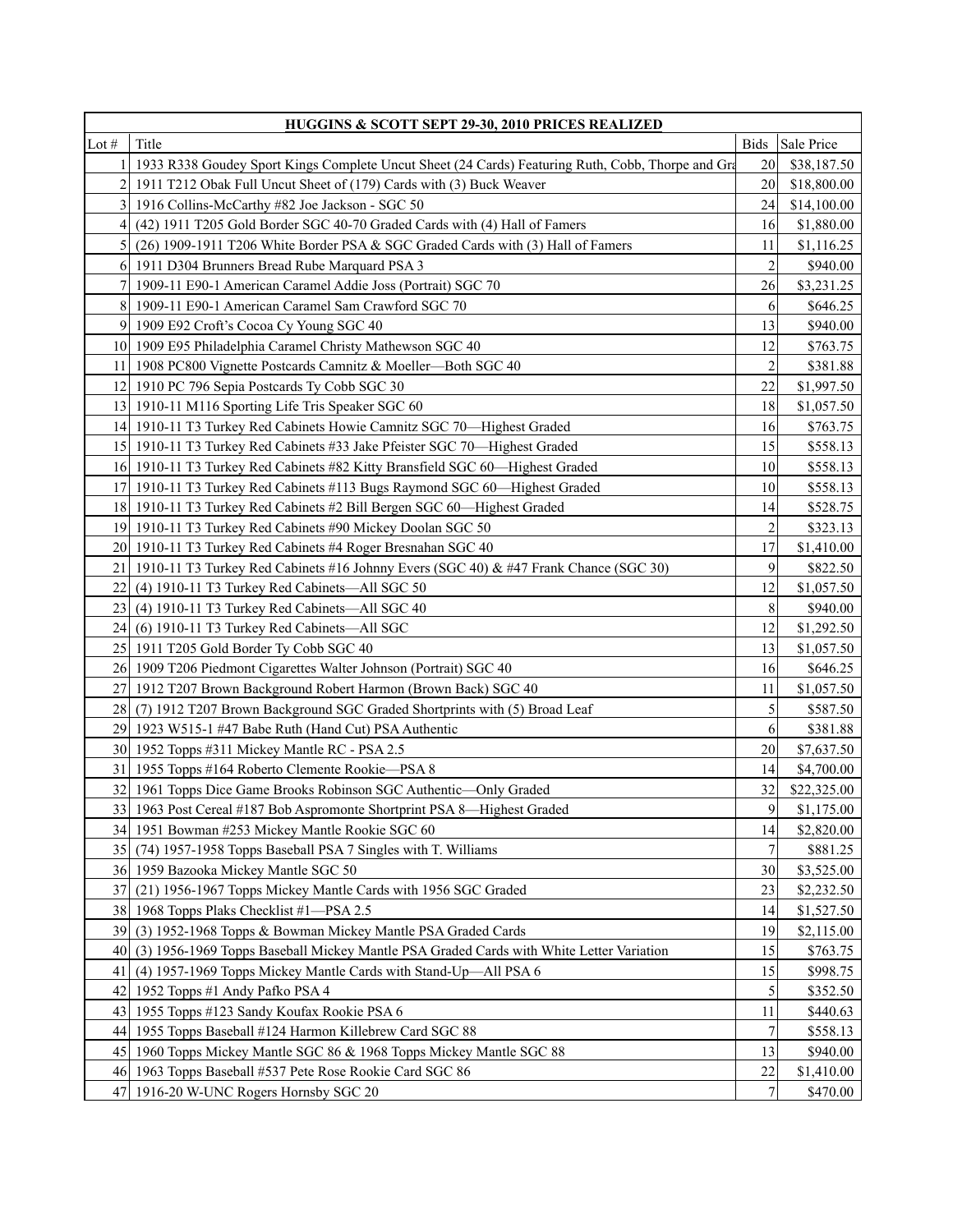| HUGGINS & SCOTT SEPT 29-30, 2010 PRICES REALIZED | | | |
|---|---|---|---|
| Lot # | Title | Bids | Sale Price |
| 1 | 1933 R338 Goudey Sport Kings Complete Uncut Sheet (24 Cards) Featuring Ruth, Cobb, Thorpe and Gra | 20 | $38,187.50 |
| 2 | 1911 T212 Obak Full Uncut Sheet of (179) Cards with (3) Buck Weaver | 20 | $18,800.00 |
| 3 | 1916 Collins-McCarthy #82 Joe Jackson - SGC 50 | 24 | $14,100.00 |
| 4 | (42) 1911 T205 Gold Border SGC 40-70 Graded Cards with (4) Hall of Famers | 16 | $1,880.00 |
| 5 | (26) 1909-1911 T206 White Border PSA & SGC Graded Cards with (3) Hall of Famers | 11 | $1,116.25 |
| 6 | 1911 D304 Brunners Bread Rube Marquard PSA 3 | 2 | $940.00 |
| 7 | 1909-11 E90-1 American Caramel Addie Joss (Portrait) SGC 70 | 26 | $3,231.25 |
| 8 | 1909-11 E90-1 American Caramel Sam Crawford SGC 70 | 6 | $646.25 |
| 9 | 1909 E92 Croft's Cocoa Cy Young SGC 40 | 13 | $940.00 |
| 10 | 1909 E95 Philadelphia Caramel Christy Mathewson SGC 40 | 12 | $763.75 |
| 11 | 1908 PC800 Vignette Postcards Camnitz & Moeller—Both SGC 40 | 2 | $381.88 |
| 12 | 1910 PC 796 Sepia Postcards Ty Cobb SGC 30 | 22 | $1,997.50 |
| 13 | 1910-11 M116 Sporting Life Tris Speaker SGC 60 | 18 | $1,057.50 |
| 14 | 1910-11 T3 Turkey Red Cabinets Howie Camnitz SGC 70—Highest Graded | 16 | $763.75 |
| 15 | 1910-11 T3 Turkey Red Cabinets #33 Jake Pfeister SGC 70—Highest Graded | 15 | $558.13 |
| 16 | 1910-11 T3 Turkey Red Cabinets #82 Kitty Bransfield SGC 60—Highest Graded | 10 | $558.13 |
| 17 | 1910-11 T3 Turkey Red Cabinets #113 Bugs Raymond SGC 60—Highest Graded | 10 | $558.13 |
| 18 | 1910-11 T3 Turkey Red Cabinets #2 Bill Bergen SGC 60—Highest Graded | 14 | $528.75 |
| 19 | 1910-11 T3 Turkey Red Cabinets #90 Mickey Doolan SGC 50 | 2 | $323.13 |
| 20 | 1910-11 T3 Turkey Red Cabinets #4 Roger Bresnahan SGC 40 | 17 | $1,410.00 |
| 21 | 1910-11 T3 Turkey Red Cabinets #16 Johnny Evers (SGC 40) & #47 Frank Chance (SGC 30) | 9 | $822.50 |
| 22 | (4) 1910-11 T3 Turkey Red Cabinets—All SGC 50 | 12 | $1,057.50 |
| 23 | (4) 1910-11 T3 Turkey Red Cabinets—All SGC 40 | 8 | $940.00 |
| 24 | (6) 1910-11 T3 Turkey Red Cabinets—All SGC | 12 | $1,292.50 |
| 25 | 1911 T205 Gold Border Ty Cobb SGC 40 | 13 | $1,057.50 |
| 26 | 1909 T206 Piedmont Cigarettes Walter Johnson (Portrait) SGC 40 | 16 | $646.25 |
| 27 | 1912 T207 Brown Background Robert Harmon (Brown Back) SGC 40 | 11 | $1,057.50 |
| 28 | (7) 1912 T207 Brown Background SGC Graded Shortprints with (5) Broad Leaf | 5 | $587.50 |
| 29 | 1923 W515-1 #47 Babe Ruth (Hand Cut) PSA Authentic | 6 | $381.88 |
| 30 | 1952 Topps #311 Mickey Mantle RC - PSA 2.5 | 20 | $7,637.50 |
| 31 | 1955 Topps #164 Roberto Clemente Rookie—PSA 8 | 14 | $4,700.00 |
| 32 | 1961 Topps Dice Game Brooks Robinson SGC Authentic—Only Graded | 32 | $22,325.00 |
| 33 | 1963 Post Cereal #187 Bob Aspromonte Shortprint PSA 8—Highest Graded | 9 | $1,175.00 |
| 34 | 1951 Bowman #253 Mickey Mantle Rookie SGC 60 | 14 | $2,820.00 |
| 35 | (74) 1957-1958 Topps Baseball PSA 7 Singles with T. Williams | 7 | $881.25 |
| 36 | 1959 Bazooka Mickey Mantle SGC 50 | 30 | $3,525.00 |
| 37 | (21) 1956-1967 Topps Mickey Mantle Cards with 1956 SGC Graded | 23 | $2,232.50 |
| 38 | 1968 Topps Plaks Checklist #1—PSA 2.5 | 14 | $1,527.50 |
| 39 | (3) 1952-1968 Topps & Bowman Mickey Mantle PSA Graded Cards | 19 | $2,115.00 |
| 40 | (3) 1956-1969 Topps Baseball Mickey Mantle PSA Graded Cards with White Letter Variation | 15 | $763.75 |
| 41 | (4) 1957-1969 Topps Mickey Mantle Cards with Stand-Up—All PSA 6 | 15 | $998.75 |
| 42 | 1952 Topps #1 Andy Pafko PSA 4 | 5 | $352.50 |
| 43 | 1955 Topps #123 Sandy Koufax Rookie PSA 6 | 11 | $440.63 |
| 44 | 1955 Topps Baseball #124 Harmon Killebrew Card SGC 88 | 7 | $558.13 |
| 45 | 1960 Topps Mickey Mantle SGC 86 & 1968 Topps Mickey Mantle SGC 88 | 13 | $940.00 |
| 46 | 1963 Topps Baseball #537 Pete Rose Rookie Card SGC 86 | 22 | $1,410.00 |
| 47 | 1916-20 W-UNC Rogers Hornsby SGC 20 | 7 | $470.00 |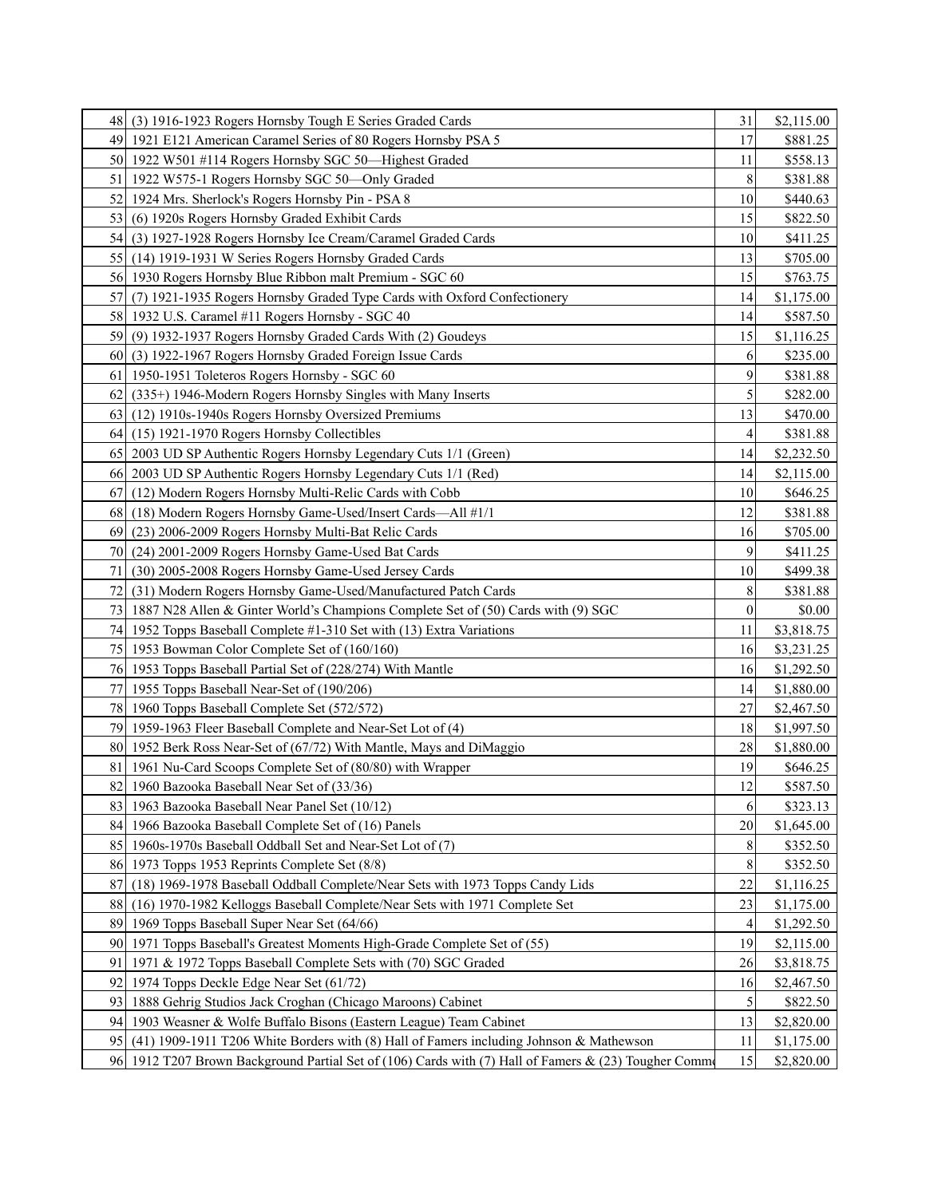| | | | |
|---|---|---|---|
| 48 | (3) 1916-1923 Rogers Hornsby Tough E Series Graded Cards | 31 | $2,115.00 |
| 49 | 1921 E121 American Caramel Series of 80 Rogers Hornsby PSA 5 | 17 | $881.25 |
| 50 | 1922 W501 #114 Rogers Hornsby SGC 50—Highest Graded | 11 | $558.13 |
| 51 | 1922 W575-1 Rogers Hornsby SGC 50—Only Graded | 8 | $381.88 |
| 52 | 1924 Mrs. Sherlock's Rogers Hornsby Pin - PSA 8 | 10 | $440.63 |
| 53 | (6) 1920s Rogers Hornsby Graded Exhibit Cards | 15 | $822.50 |
| 54 | (3) 1927-1928 Rogers Hornsby Ice Cream/Caramel Graded Cards | 10 | $411.25 |
| 55 | (14) 1919-1931 W Series Rogers Hornsby Graded Cards | 13 | $705.00 |
| 56 | 1930 Rogers Hornsby Blue Ribbon malt Premium - SGC 60 | 15 | $763.75 |
| 57 | (7) 1921-1935 Rogers Hornsby Graded Type Cards with Oxford Confectionery | 14 | $1,175.00 |
| 58 | 1932 U.S. Caramel #11 Rogers Hornsby - SGC 40 | 14 | $587.50 |
| 59 | (9) 1932-1937 Rogers Hornsby Graded Cards With (2) Goudeys | 15 | $1,116.25 |
| 60 | (3) 1922-1967 Rogers Hornsby Graded Foreign Issue Cards | 6 | $235.00 |
| 61 | 1950-1951 Toleteros Rogers Hornsby - SGC 60 | 9 | $381.88 |
| 62 | (335+) 1946-Modern Rogers Hornsby Singles with Many Inserts | 5 | $282.00 |
| 63 | (12) 1910s-1940s Rogers Hornsby Oversized Premiums | 13 | $470.00 |
| 64 | (15) 1921-1970 Rogers Hornsby Collectibles | 4 | $381.88 |
| 65 | 2003 UD SP Authentic Rogers Hornsby Legendary Cuts 1/1 (Green) | 14 | $2,232.50 |
| 66 | 2003 UD SP Authentic Rogers Hornsby Legendary Cuts 1/1 (Red) | 14 | $2,115.00 |
| 67 | (12) Modern Rogers Hornsby Multi-Relic Cards with Cobb | 10 | $646.25 |
| 68 | (18) Modern Rogers Hornsby Game-Used/Insert Cards—All #1/1 | 12 | $381.88 |
| 69 | (23) 2006-2009 Rogers Hornsby Multi-Bat Relic Cards | 16 | $705.00 |
| 70 | (24) 2001-2009 Rogers Hornsby Game-Used Bat Cards | 9 | $411.25 |
| 71 | (30) 2005-2008 Rogers Hornsby Game-Used Jersey Cards | 10 | $499.38 |
| 72 | (31) Modern Rogers Hornsby Game-Used/Manufactured Patch Cards | 8 | $381.88 |
| 73 | 1887 N28 Allen & Ginter World's Champions Complete Set of (50) Cards with (9) SGC | 0 | $0.00 |
| 74 | 1952 Topps Baseball Complete #1-310 Set with (13) Extra Variations | 11 | $3,818.75 |
| 75 | 1953 Bowman Color Complete Set of (160/160) | 16 | $3,231.25 |
| 76 | 1953 Topps Baseball Partial Set of (228/274) With Mantle | 16 | $1,292.50 |
| 77 | 1955 Topps Baseball Near-Set of (190/206) | 14 | $1,880.00 |
| 78 | 1960 Topps Baseball Complete Set (572/572) | 27 | $2,467.50 |
| 79 | 1959-1963 Fleer Baseball Complete and Near-Set Lot of (4) | 18 | $1,997.50 |
| 80 | 1952 Berk Ross Near-Set of (67/72) With Mantle, Mays and DiMaggio | 28 | $1,880.00 |
| 81 | 1961 Nu-Card Scoops Complete Set of (80/80) with Wrapper | 19 | $646.25 |
| 82 | 1960 Bazooka Baseball Near Set of (33/36) | 12 | $587.50 |
| 83 | 1963 Bazooka Baseball Near Panel Set (10/12) | 6 | $323.13 |
| 84 | 1966 Bazooka Baseball Complete Set of (16) Panels | 20 | $1,645.00 |
| 85 | 1960s-1970s Baseball Oddball Set and Near-Set Lot of (7) | 8 | $352.50 |
| 86 | 1973 Topps 1953 Reprints Complete Set (8/8) | 8 | $352.50 |
| 87 | (18) 1969-1978 Baseball Oddball Complete/Near Sets with 1973 Topps Candy Lids | 22 | $1,116.25 |
| 88 | (16) 1970-1982 Kelloggs Baseball Complete/Near Sets with 1971 Complete Set | 23 | $1,175.00 |
| 89 | 1969 Topps Baseball Super Near Set (64/66) | 4 | $1,292.50 |
| 90 | 1971 Topps Baseball's Greatest Moments High-Grade Complete Set of (55) | 19 | $2,115.00 |
| 91 | 1971 & 1972 Topps Baseball Complete Sets with (70) SGC Graded | 26 | $3,818.75 |
| 92 | 1974 Topps Deckle Edge Near Set (61/72) | 16 | $2,467.50 |
| 93 | 1888 Gehrig Studios Jack Croghan (Chicago Maroons) Cabinet | 5 | $822.50 |
| 94 | 1903 Weasner & Wolfe Buffalo Bisons (Eastern League) Team Cabinet | 13 | $2,820.00 |
| 95 | (41) 1909-1911 T206 White Borders with (8) Hall of Famers including Johnson & Mathewson | 11 | $1,175.00 |
| 96 | 1912 T207 Brown Background Partial Set of (106) Cards with (7) Hall of Famers & (23) Tougher Comm | 15 | $2,820.00 |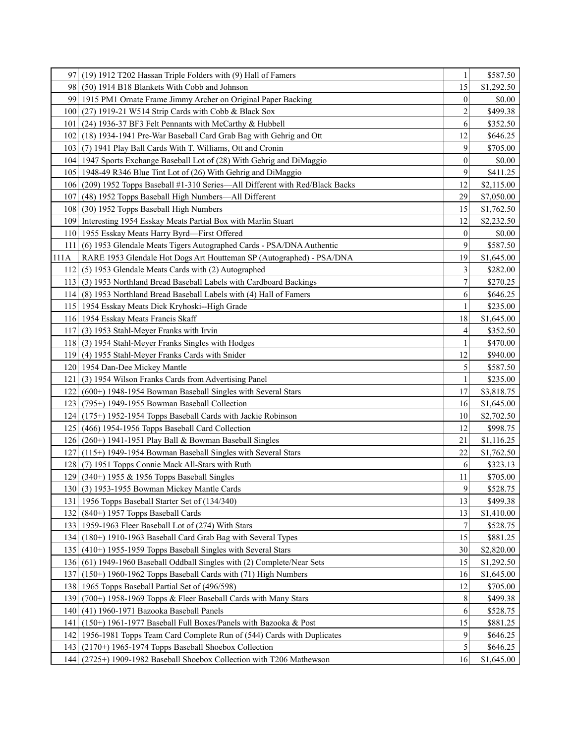| | | | |
|---|---|---|---|
| 97 | (19) 1912 T202 Hassan Triple Folders with (9) Hall of Famers | 1 | $587.50 |
| 98 | (50) 1914 B18 Blankets With Cobb and Johnson | 15 | $1,292.50 |
| 99 | 1915 PM1 Ornate Frame Jimmy Archer on Original Paper Backing | 0 | $0.00 |
| 100 | (27) 1919-21 W514 Strip Cards with Cobb & Black Sox | 2 | $499.38 |
| 101 | (24) 1936-37 BF3 Felt Pennants with McCarthy & Hubbell | 6 | $352.50 |
| 102 | (18) 1934-1941 Pre-War Baseball Card Grab Bag with Gehrig and Ott | 12 | $646.25 |
| 103 | (7) 1941 Play Ball Cards With T. Williams, Ott and Cronin | 9 | $705.00 |
| 104 | 1947 Sports Exchange Baseball Lot of (28) With Gehrig and DiMaggio | 0 | $0.00 |
| 105 | 1948-49 R346 Blue Tint Lot of (26) With Gehrig and DiMaggio | 9 | $411.25 |
| 106 | (209) 1952 Topps Baseball #1-310 Series—All Different with Red/Black Backs | 12 | $2,115.00 |
| 107 | (48) 1952 Topps Baseball High Numbers—All Different | 29 | $7,050.00 |
| 108 | (30) 1952 Topps Baseball High Numbers | 15 | $1,762.50 |
| 109 | Interesting 1954 Esskay Meats Partial Box with Marlin Stuart | 12 | $2,232.50 |
| 110 | 1955 Esskay Meats Harry Byrd—First Offered | 0 | $0.00 |
| 111 | (6) 1953 Glendale Meats Tigers Autographed Cards - PSA/DNA Authentic | 9 | $587.50 |
| 111A | RARE 1953 Glendale Hot Dogs Art Houtteman SP (Autographed) - PSA/DNA | 19 | $1,645.00 |
| 112 | (5) 1953 Glendale Meats Cards with (2) Autographed | 3 | $282.00 |
| 113 | (3) 1953 Northland Bread Baseball Labels with Cardboard Backings | 7 | $270.25 |
| 114 | (8) 1953 Northland Bread Baseball Labels with (4) Hall of Famers | 6 | $646.25 |
| 115 | 1954 Esskay Meats Dick Kryhoski--High Grade | 1 | $235.00 |
| 116 | 1954 Esskay Meats Francis Skaff | 18 | $1,645.00 |
| 117 | (3) 1953 Stahl-Meyer Franks with Irvin | 4 | $352.50 |
| 118 | (3) 1954 Stahl-Meyer Franks Singles with Hodges | 1 | $470.00 |
| 119 | (4) 1955 Stahl-Meyer Franks Cards with Snider | 12 | $940.00 |
| 120 | 1954 Dan-Dee Mickey Mantle | 5 | $587.50 |
| 121 | (3) 1954 Wilson Franks Cards from Advertising Panel | 1 | $235.00 |
| 122 | (600+) 1948-1954 Bowman Baseball Singles with Several Stars | 17 | $3,818.75 |
| 123 | (795+) 1949-1955 Bowman Baseball Collection | 16 | $1,645.00 |
| 124 | (175+) 1952-1954 Topps Baseball Cards with Jackie Robinson | 10 | $2,702.50 |
| 125 | (466) 1954-1956 Topps Baseball Card Collection | 12 | $998.75 |
| 126 | (260+) 1941-1951 Play Ball & Bowman Baseball Singles | 21 | $1,116.25 |
| 127 | (115+) 1949-1954 Bowman Baseball Singles with Several Stars | 22 | $1,762.50 |
| 128 | (7) 1951 Topps Connie Mack All-Stars with Ruth | 6 | $323.13 |
| 129 | (340+) 1955 & 1956 Topps Baseball Singles | 11 | $705.00 |
| 130 | (3) 1953-1955 Bowman Mickey Mantle Cards | 9 | $528.75 |
| 131 | 1956 Topps Baseball Starter Set of (134/340) | 13 | $499.38 |
| 132 | (840+) 1957 Topps Baseball Cards | 13 | $1,410.00 |
| 133 | 1959-1963 Fleer Baseball Lot of (274) With Stars | 7 | $528.75 |
| 134 | (180+) 1910-1963 Baseball Card Grab Bag with Several Types | 15 | $881.25 |
| 135 | (410+) 1955-1959 Topps Baseball Singles with Several Stars | 30 | $2,820.00 |
| 136 | (61) 1949-1960 Baseball Oddball Singles with (2) Complete/Near Sets | 15 | $1,292.50 |
| 137 | (150+) 1960-1962 Topps Baseball Cards with (71) High Numbers | 16 | $1,645.00 |
| 138 | 1965 Topps Baseball Partial Set of (496/598) | 12 | $705.00 |
| 139 | (700+) 1958-1969 Topps & Fleer Baseball Cards with Many Stars | 8 | $499.38 |
| 140 | (41) 1960-1971 Bazooka Baseball Panels | 6 | $528.75 |
| 141 | (150+) 1961-1977 Baseball Full Boxes/Panels with Bazooka & Post | 15 | $881.25 |
| 142 | 1956-1981 Topps Team Card Complete Run of (544) Cards with Duplicates | 9 | $646.25 |
| 143 | (2170+) 1965-1974 Topps Baseball Shoebox Collection | 5 | $646.25 |
| 144 | (2725+) 1909-1982 Baseball Shoebox Collection with T206 Mathewson | 16 | $1,645.00 |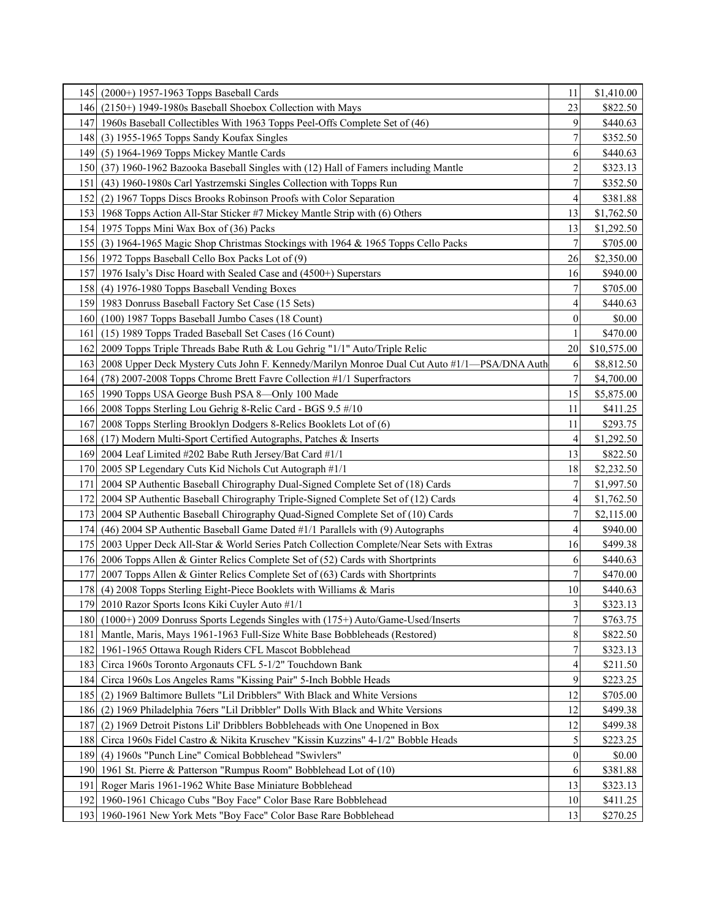| | | | |
|---|---|---|---|
| 145 | (2000+) 1957-1963 Topps Baseball Cards | 11 | $1,410.00 |
| 146 | (2150+) 1949-1980s Baseball Shoebox Collection with Mays | 23 | $822.50 |
| 147 | 1960s Baseball Collectibles With 1963 Topps Peel-Offs Complete Set of (46) | 9 | $440.63 |
| 148 | (3) 1955-1965 Topps Sandy Koufax Singles | 7 | $352.50 |
| 149 | (5) 1964-1969 Topps Mickey Mantle Cards | 6 | $440.63 |
| 150 | (37) 1960-1962 Bazooka Baseball Singles with (12) Hall of Famers including Mantle | 2 | $323.13 |
| 151 | (43) 1960-1980s Carl Yastrzemski Singles Collection with Topps Run | 7 | $352.50 |
| 152 | (2) 1967 Topps Discs Brooks Robinson Proofs with Color Separation | 4 | $381.88 |
| 153 | 1968 Topps Action All-Star Sticker #7 Mickey Mantle Strip with (6) Others | 13 | $1,762.50 |
| 154 | 1975 Topps Mini Wax Box of (36) Packs | 13 | $1,292.50 |
| 155 | (3) 1964-1965 Magic Shop Christmas Stockings with 1964 & 1965 Topps Cello Packs | 7 | $705.00 |
| 156 | 1972 Topps Baseball Cello Box Packs Lot of (9) | 26 | $2,350.00 |
| 157 | 1976 Isaly's Disc Hoard with Sealed Case and (4500+) Superstars | 16 | $940.00 |
| 158 | (4) 1976-1980 Topps Baseball Vending Boxes | 7 | $705.00 |
| 159 | 1983 Donruss Baseball Factory Set Case (15 Sets) | 4 | $440.63 |
| 160 | (100) 1987 Topps Baseball Jumbo Cases (18 Count) | 0 | $0.00 |
| 161 | (15) 1989 Topps Traded Baseball Set Cases (16 Count) | 1 | $470.00 |
| 162 | 2009 Topps Triple Threads Babe Ruth & Lou Gehrig "1/1" Auto/Triple Relic | 20 | $10,575.00 |
| 163 | 2008 Upper Deck Mystery Cuts John F. Kennedy/Marilyn Monroe Dual Cut Auto #1/1—PSA/DNA Auth | 6 | $8,812.50 |
| 164 | (78) 2007-2008 Topps Chrome Brett Favre Collection #1/1 Superfractors | 7 | $4,700.00 |
| 165 | 1990 Topps USA George Bush PSA 8—Only 100 Made | 15 | $5,875.00 |
| 166 | 2008 Topps Sterling Lou Gehrig 8-Relic Card - BGS 9.5 #/10 | 11 | $411.25 |
| 167 | 2008 Topps Sterling Brooklyn Dodgers 8-Relics Booklets Lot of (6) | 11 | $293.75 |
| 168 | (17) Modern Multi-Sport Certified Autographs, Patches & Inserts | 4 | $1,292.50 |
| 169 | 2004 Leaf Limited #202 Babe Ruth Jersey/Bat Card #1/1 | 13 | $822.50 |
| 170 | 2005 SP Legendary Cuts Kid Nichols Cut Autograph #1/1 | 18 | $2,232.50 |
| 171 | 2004 SP Authentic Baseball Chirography Dual-Signed Complete Set of (18) Cards | 7 | $1,997.50 |
| 172 | 2004 SP Authentic Baseball Chirography Triple-Signed Complete Set of (12) Cards | 4 | $1,762.50 |
| 173 | 2004 SP Authentic Baseball Chirography Quad-Signed Complete Set of (10) Cards | 7 | $2,115.00 |
| 174 | (46) 2004 SP Authentic Baseball Game Dated #1/1 Parallels with (9) Autographs | 4 | $940.00 |
| 175 | 2003 Upper Deck All-Star & World Series Patch Collection Complete/Near Sets with Extras | 16 | $499.38 |
| 176 | 2006 Topps Allen & Ginter Relics Complete Set of (52) Cards with Shortprints | 6 | $440.63 |
| 177 | 2007 Topps Allen & Ginter Relics Complete Set of (63) Cards with Shortprints | 7 | $470.00 |
| 178 | (4) 2008 Topps Sterling Eight-Piece Booklets with Williams & Maris | 10 | $440.63 |
| 179 | 2010 Razor Sports Icons Kiki Cuyler Auto #1/1 | 3 | $323.13 |
| 180 | (1000+) 2009 Donruss Sports Legends Singles with (175+) Auto/Game-Used/Inserts | 7 | $763.75 |
| 181 | Mantle, Maris, Mays 1961-1963 Full-Size White Base Bobbleheads (Restored) | 8 | $822.50 |
| 182 | 1961-1965 Ottawa Rough Riders CFL Mascot Bobblehead | 7 | $323.13 |
| 183 | Circa 1960s Toronto Argonauts CFL 5-1/2" Touchdown Bank | 4 | $211.50 |
| 184 | Circa 1960s Los Angeles Rams "Kissing Pair" 5-Inch Bobble Heads | 9 | $223.25 |
| 185 | (2) 1969 Baltimore Bullets "Lil Dribblers" With Black and White Versions | 12 | $705.00 |
| 186 | (2) 1969 Philadelphia 76ers "Lil Dribbler" Dolls With Black and White Versions | 12 | $499.38 |
| 187 | (2) 1969 Detroit Pistons Lil' Dribblers Bobbleheads with One Unopened in Box | 12 | $499.38 |
| 188 | Circa 1960s Fidel Castro & Nikita Kruschev "Kissin Kuzzins" 4-1/2" Bobble Heads | 5 | $223.25 |
| 189 | (4) 1960s "Punch Line" Comical Bobblehead "Swivlers" | 0 | $0.00 |
| 190 | 1961 St. Pierre & Patterson "Rumpus Room" Bobblehead Lot of (10) | 6 | $381.88 |
| 191 | Roger Maris 1961-1962 White Base Miniature Bobblehead | 13 | $323.13 |
| 192 | 1960-1961 Chicago Cubs "Boy Face" Color Base Rare Bobblehead | 10 | $411.25 |
| 193 | 1960-1961 New York Mets "Boy Face" Color Base Rare Bobblehead | 13 | $270.25 |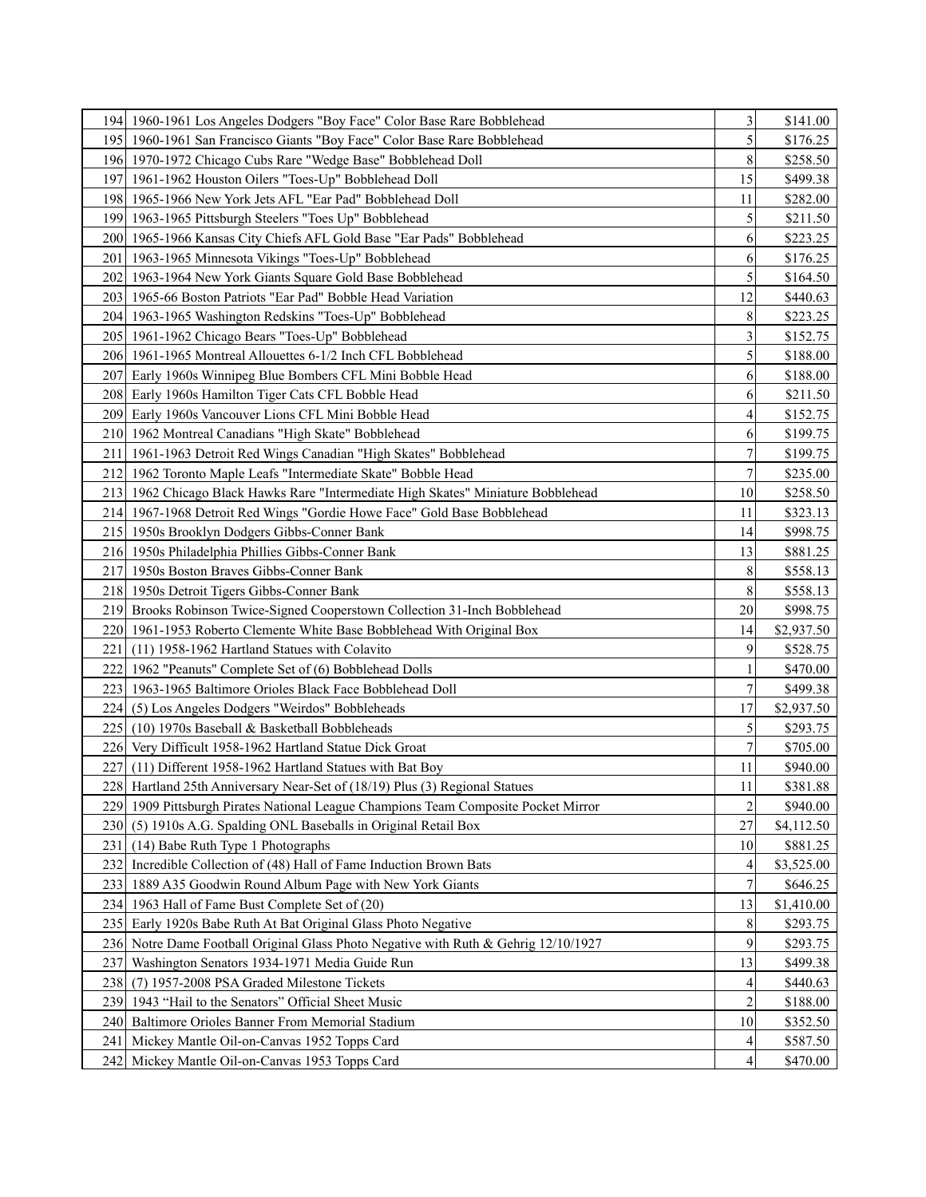| | | | |
|---|---|---|---|
| 194 | 1960-1961 Los Angeles Dodgers "Boy Face" Color Base Rare Bobblehead | 3 | $141.00 |
| 195 | 1960-1961 San Francisco Giants "Boy Face" Color Base Rare Bobblehead | 5 | $176.25 |
| 196 | 1970-1972 Chicago Cubs Rare "Wedge Base" Bobblehead Doll | 8 | $258.50 |
| 197 | 1961-1962 Houston Oilers "Toes-Up" Bobblehead Doll | 15 | $499.38 |
| 198 | 1965-1966 New York Jets AFL "Ear Pad" Bobblehead Doll | 11 | $282.00 |
| 199 | 1963-1965 Pittsburgh Steelers "Toes Up" Bobblehead | 5 | $211.50 |
| 200 | 1965-1966 Kansas City Chiefs AFL Gold Base "Ear Pads" Bobblehead | 6 | $223.25 |
| 201 | 1963-1965 Minnesota Vikings "Toes-Up" Bobblehead | 6 | $176.25 |
| 202 | 1963-1964 New York Giants Square Gold Base Bobblehead | 5 | $164.50 |
| 203 | 1965-66 Boston Patriots "Ear Pad" Bobble Head Variation | 12 | $440.63 |
| 204 | 1963-1965 Washington Redskins "Toes-Up" Bobblehead | 8 | $223.25 |
| 205 | 1961-1962 Chicago Bears "Toes-Up" Bobblehead | 3 | $152.75 |
| 206 | 1961-1965 Montreal Allouettes 6-1/2 Inch CFL Bobblehead | 5 | $188.00 |
| 207 | Early 1960s Winnipeg Blue Bombers CFL Mini Bobble Head | 6 | $188.00 |
| 208 | Early 1960s Hamilton Tiger Cats CFL Bobble Head | 6 | $211.50 |
| 209 | Early 1960s Vancouver Lions CFL Mini Bobble Head | 4 | $152.75 |
| 210 | 1962 Montreal Canadians "High Skate" Bobblehead | 6 | $199.75 |
| 211 | 1961-1963 Detroit Red Wings Canadian "High Skates" Bobblehead | 7 | $199.75 |
| 212 | 1962 Toronto Maple Leafs "Intermediate Skate" Bobble Head | 7 | $235.00 |
| 213 | 1962 Chicago Black Hawks Rare "Intermediate High Skates" Miniature Bobblehead | 10 | $258.50 |
| 214 | 1967-1968 Detroit Red Wings "Gordie Howe Face" Gold Base Bobblehead | 11 | $323.13 |
| 215 | 1950s Brooklyn Dodgers Gibbs-Conner Bank | 14 | $998.75 |
| 216 | 1950s Philadelphia Phillies Gibbs-Conner Bank | 13 | $881.25 |
| 217 | 1950s Boston Braves Gibbs-Conner Bank | 8 | $558.13 |
| 218 | 1950s Detroit Tigers Gibbs-Conner Bank | 8 | $558.13 |
| 219 | Brooks Robinson Twice-Signed Cooperstown Collection 31-Inch Bobblehead | 20 | $998.75 |
| 220 | 1961-1953 Roberto Clemente White Base Bobblehead With Original Box | 14 | $2,937.50 |
| 221 | (11) 1958-1962 Hartland Statues with Colavito | 9 | $528.75 |
| 222 | 1962 "Peanuts" Complete Set of (6) Bobblehead Dolls | 1 | $470.00 |
| 223 | 1963-1965 Baltimore Orioles Black Face Bobblehead Doll | 7 | $499.38 |
| 224 | (5) Los Angeles Dodgers "Weirdos" Bobbleheads | 17 | $2,937.50 |
| 225 | (10) 1970s Baseball & Basketball Bobbleheads | 5 | $293.75 |
| 226 | Very Difficult 1958-1962 Hartland Statue Dick Groat | 7 | $705.00 |
| 227 | (11) Different 1958-1962 Hartland Statues with Bat Boy | 11 | $940.00 |
| 228 | Hartland 25th Anniversary Near-Set of (18/19) Plus (3) Regional Statues | 11 | $381.88 |
| 229 | 1909 Pittsburgh Pirates National League Champions Team Composite Pocket Mirror | 2 | $940.00 |
| 230 | (5) 1910s A.G. Spalding ONL Baseballs in Original Retail Box | 27 | $4,112.50 |
| 231 | (14) Babe Ruth Type 1 Photographs | 10 | $881.25 |
| 232 | Incredible Collection of (48) Hall of Fame Induction Brown Bats | 4 | $3,525.00 |
| 233 | 1889 A35 Goodwin Round Album Page with New York Giants | 7 | $646.25 |
| 234 | 1963 Hall of Fame Bust Complete Set of (20) | 13 | $1,410.00 |
| 235 | Early 1920s Babe Ruth At Bat Original Glass Photo Negative | 8 | $293.75 |
| 236 | Notre Dame Football Original Glass Photo Negative with Ruth & Gehrig 12/10/1927 | 9 | $293.75 |
| 237 | Washington Senators 1934-1971 Media Guide Run | 13 | $499.38 |
| 238 | (7) 1957-2008 PSA Graded Milestone Tickets | 4 | $440.63 |
| 239 | 1943 "Hail to the Senators" Official Sheet Music | 2 | $188.00 |
| 240 | Baltimore Orioles Banner From Memorial Stadium | 10 | $352.50 |
| 241 | Mickey Mantle Oil-on-Canvas 1952 Topps Card | 4 | $587.50 |
| 242 | Mickey Mantle Oil-on-Canvas 1953 Topps Card | 4 | $470.00 |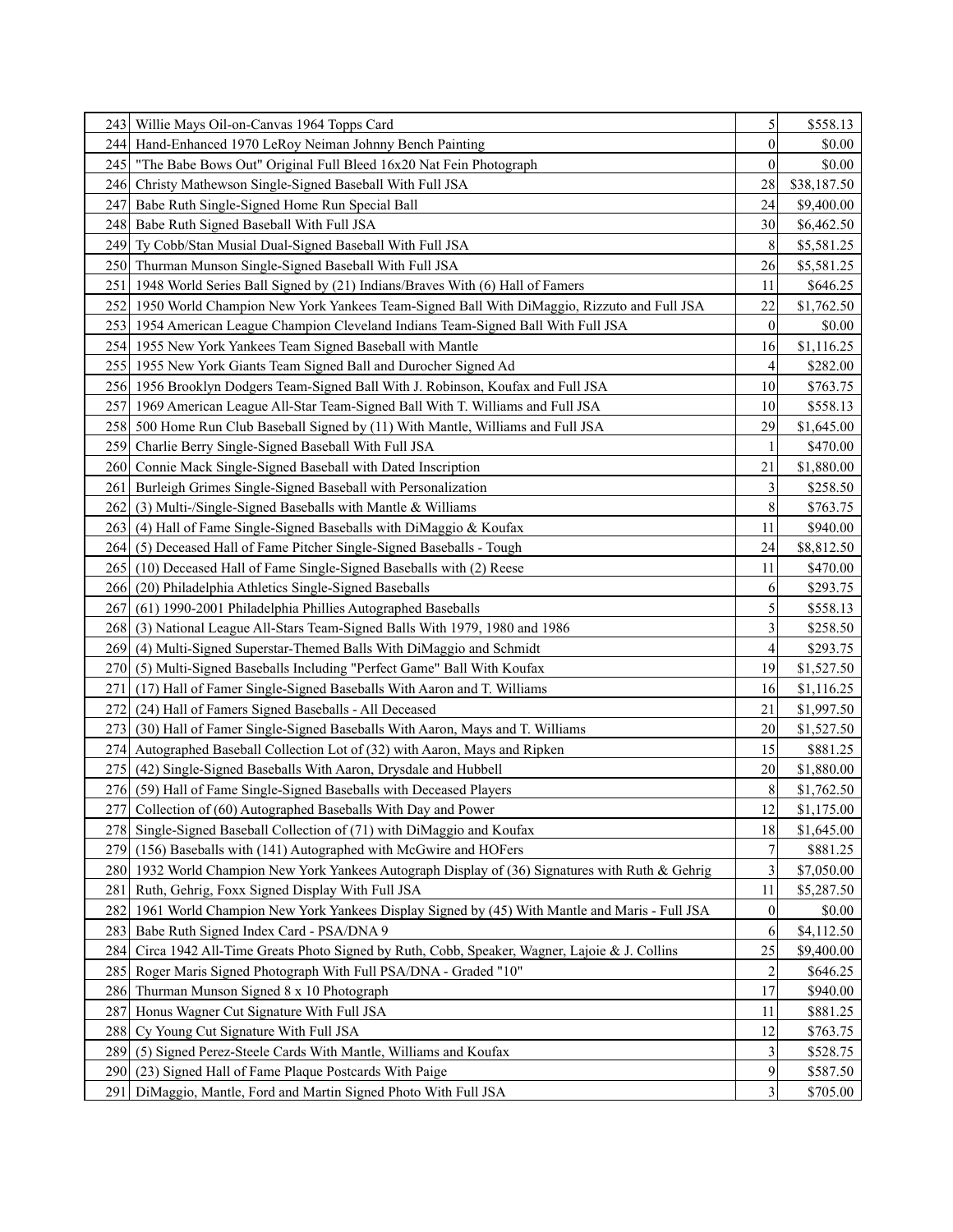| | | | |
|---|---|---|---|
| 243 | Willie Mays Oil-on-Canvas 1964 Topps Card | 5 | $558.13 |
| 244 | Hand-Enhanced 1970 LeRoy Neiman Johnny Bench Painting | 0 | $0.00 |
| 245 | "The Babe Bows Out" Original Full Bleed 16x20 Nat Fein Photograph | 0 | $0.00 |
| 246 | Christy Mathewson Single-Signed Baseball With Full JSA | 28 | $38,187.50 |
| 247 | Babe Ruth Single-Signed Home Run Special Ball | 24 | $9,400.00 |
| 248 | Babe Ruth Signed Baseball With Full JSA | 30 | $6,462.50 |
| 249 | Ty Cobb/Stan Musial Dual-Signed Baseball With Full JSA | 8 | $5,581.25 |
| 250 | Thurman Munson Single-Signed Baseball With Full JSA | 26 | $5,581.25 |
| 251 | 1948 World Series Ball Signed by (21) Indians/Braves With (6) Hall of Famers | 11 | $646.25 |
| 252 | 1950 World Champion New York Yankees Team-Signed Ball With DiMaggio, Rizzuto and Full JSA | 22 | $1,762.50 |
| 253 | 1954 American League Champion Cleveland Indians Team-Signed Ball With Full JSA | 0 | $0.00 |
| 254 | 1955 New York Yankees Team Signed Baseball with Mantle | 16 | $1,116.25 |
| 255 | 1955 New York Giants Team Signed Ball and Durocher Signed Ad | 4 | $282.00 |
| 256 | 1956 Brooklyn Dodgers Team-Signed Ball With J. Robinson, Koufax and Full JSA | 10 | $763.75 |
| 257 | 1969 American League All-Star Team-Signed Ball With T. Williams and Full JSA | 10 | $558.13 |
| 258 | 500 Home Run Club Baseball Signed by (11) With Mantle, Williams and Full JSA | 29 | $1,645.00 |
| 259 | Charlie Berry Single-Signed Baseball With Full JSA | 1 | $470.00 |
| 260 | Connie Mack Single-Signed Baseball with Dated Inscription | 21 | $1,880.00 |
| 261 | Burleigh Grimes Single-Signed Baseball with Personalization | 3 | $258.50 |
| 262 | (3) Multi-/Single-Signed Baseballs with Mantle & Williams | 8 | $763.75 |
| 263 | (4) Hall of Fame Single-Signed Baseballs with DiMaggio & Koufax | 11 | $940.00 |
| 264 | (5) Deceased Hall of Fame Pitcher Single-Signed Baseballs - Tough | 24 | $8,812.50 |
| 265 | (10) Deceased Hall of Fame Single-Signed Baseballs with (2) Reese | 11 | $470.00 |
| 266 | (20) Philadelphia Athletics Single-Signed Baseballs | 6 | $293.75 |
| 267 | (61) 1990-2001 Philadelphia Phillies Autographed Baseballs | 5 | $558.13 |
| 268 | (3) National League All-Stars Team-Signed Balls With 1979, 1980 and 1986 | 3 | $258.50 |
| 269 | (4) Multi-Signed Superstar-Themed Balls With DiMaggio and Schmidt | 4 | $293.75 |
| 270 | (5) Multi-Signed Baseballs Including "Perfect Game" Ball With Koufax | 19 | $1,527.50 |
| 271 | (17) Hall of Famer Single-Signed Baseballs With Aaron and T. Williams | 16 | $1,116.25 |
| 272 | (24) Hall of Famers Signed Baseballs - All Deceased | 21 | $1,997.50 |
| 273 | (30) Hall of Famer Single-Signed Baseballs With Aaron, Mays and T. Williams | 20 | $1,527.50 |
| 274 | Autographed Baseball Collection Lot of (32) with Aaron, Mays and Ripken | 15 | $881.25 |
| 275 | (42) Single-Signed Baseballs With Aaron, Drysdale and Hubbell | 20 | $1,880.00 |
| 276 | (59) Hall of Fame Single-Signed Baseballs with Deceased Players | 8 | $1,762.50 |
| 277 | Collection of (60) Autographed Baseballs With Day and Power | 12 | $1,175.00 |
| 278 | Single-Signed Baseball Collection of (71) with DiMaggio and Koufax | 18 | $1,645.00 |
| 279 | (156) Baseballs with (141) Autographed with McGwire and HOFers | 7 | $881.25 |
| 280 | 1932 World Champion New York Yankees Autograph Display of (36) Signatures with Ruth & Gehrig | 3 | $7,050.00 |
| 281 | Ruth, Gehrig, Foxx Signed Display With Full JSA | 11 | $5,287.50 |
| 282 | 1961 World Champion New York Yankees Display Signed by (45) With Mantle and Maris - Full JSA | 0 | $0.00 |
| 283 | Babe Ruth Signed Index Card - PSA/DNA 9 | 6 | $4,112.50 |
| 284 | Circa 1942 All-Time Greats Photo Signed by Ruth, Cobb, Speaker, Wagner, Lajoie & J. Collins | 25 | $9,400.00 |
| 285 | Roger Maris Signed Photograph With Full PSA/DNA - Graded "10" | 2 | $646.25 |
| 286 | Thurman Munson Signed 8 x 10 Photograph | 17 | $940.00 |
| 287 | Honus Wagner Cut Signature With Full JSA | 11 | $881.25 |
| 288 | Cy Young Cut Signature With Full JSA | 12 | $763.75 |
| 289 | (5) Signed Perez-Steele Cards With Mantle, Williams and Koufax | 3 | $528.75 |
| 290 | (23) Signed Hall of Fame Plaque Postcards With Paige | 9 | $587.50 |
| 291 | DiMaggio, Mantle, Ford and Martin Signed Photo With Full JSA | 3 | $705.00 |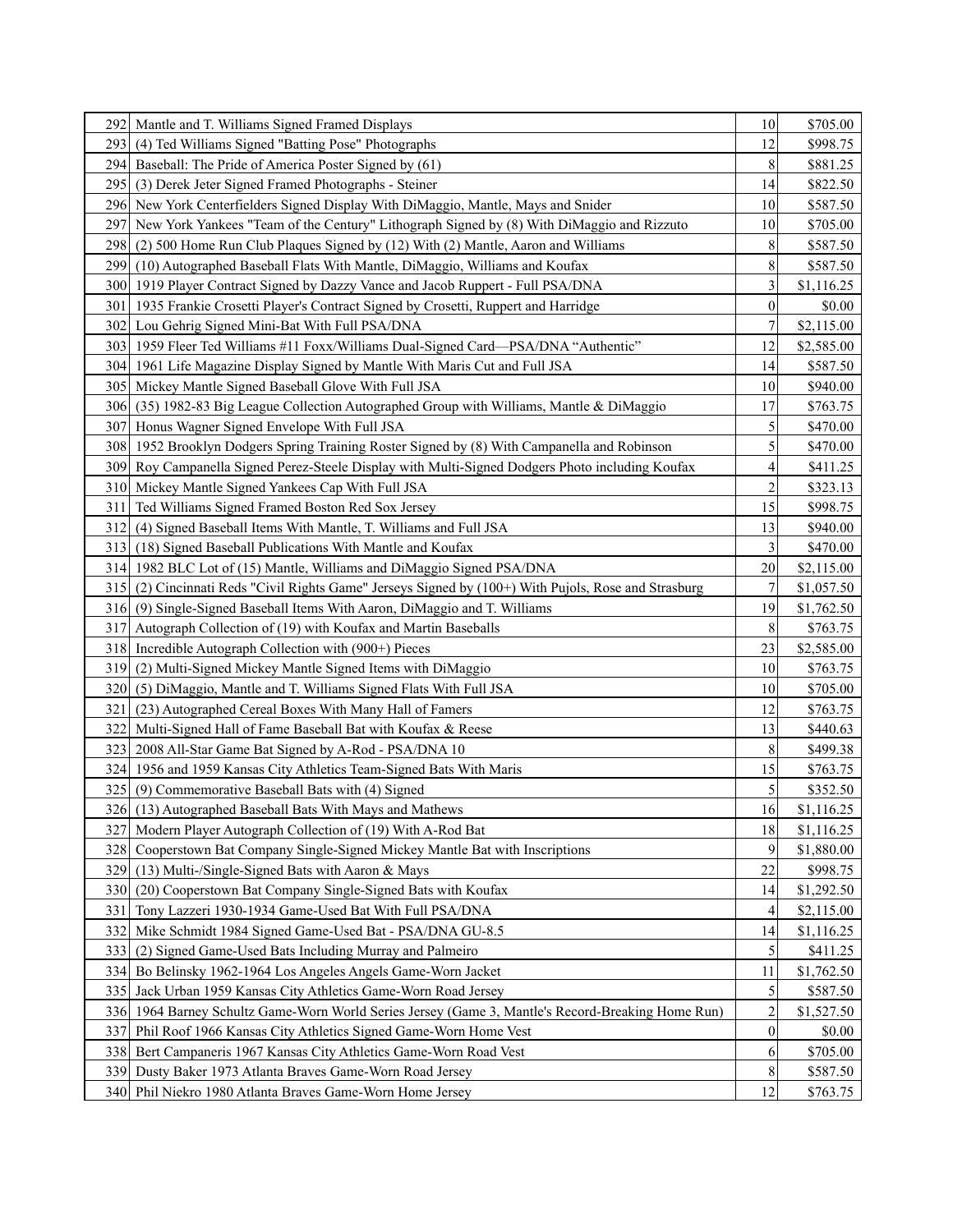| | | | |
|---|---|---|---|
| 292 | Mantle and T. Williams Signed Framed Displays | 10 | $705.00 |
| 293 | (4) Ted Williams Signed "Batting Pose" Photographs | 12 | $998.75 |
| 294 | Baseball: The Pride of America Poster Signed by (61) | 8 | $881.25 |
| 295 | (3) Derek Jeter Signed Framed Photographs - Steiner | 14 | $822.50 |
| 296 | New York Centerfielders Signed Display With DiMaggio, Mantle, Mays and Snider | 10 | $587.50 |
| 297 | New York Yankees "Team of the Century" Lithograph Signed by (8) With DiMaggio and Rizzuto | 10 | $705.00 |
| 298 | (2) 500 Home Run Club Plaques Signed by (12) With (2) Mantle, Aaron and Williams | 8 | $587.50 |
| 299 | (10) Autographed Baseball Flats With Mantle, DiMaggio, Williams and Koufax | 8 | $587.50 |
| 300 | 1919 Player Contract Signed by Dazzy Vance and Jacob Ruppert - Full PSA/DNA | 3 | $1,116.25 |
| 301 | 1935 Frankie Crosetti Player's Contract Signed by Crosetti, Ruppert and Harridge | 0 | $0.00 |
| 302 | Lou Gehrig Signed Mini-Bat With Full PSA/DNA | 7 | $2,115.00 |
| 303 | 1959 Fleer Ted Williams #11 Foxx/Williams Dual-Signed Card—PSA/DNA "Authentic" | 12 | $2,585.00 |
| 304 | 1961 Life Magazine Display Signed by Mantle With Maris Cut and Full JSA | 14 | $587.50 |
| 305 | Mickey Mantle Signed Baseball Glove With Full JSA | 10 | $940.00 |
| 306 | (35) 1982-83 Big League Collection Autographed Group with Williams, Mantle & DiMaggio | 17 | $763.75 |
| 307 | Honus Wagner Signed Envelope With Full JSA | 5 | $470.00 |
| 308 | 1952 Brooklyn Dodgers Spring Training Roster Signed by (8) With Campanella and Robinson | 5 | $470.00 |
| 309 | Roy Campanella Signed Perez-Steele Display with Multi-Signed Dodgers Photo including Koufax | 4 | $411.25 |
| 310 | Mickey Mantle Signed Yankees Cap With Full JSA | 2 | $323.13 |
| 311 | Ted Williams Signed Framed Boston Red Sox Jersey | 15 | $998.75 |
| 312 | (4) Signed Baseball Items With Mantle, T. Williams and Full JSA | 13 | $940.00 |
| 313 | (18) Signed Baseball Publications With Mantle and Koufax | 3 | $470.00 |
| 314 | 1982 BLC Lot of (15) Mantle, Williams and DiMaggio Signed PSA/DNA | 20 | $2,115.00 |
| 315 | (2) Cincinnati Reds "Civil Rights Game" Jerseys Signed by (100+) With Pujols, Rose and Strasburg | 7 | $1,057.50 |
| 316 | (9) Single-Signed Baseball Items With Aaron, DiMaggio and T. Williams | 19 | $1,762.50 |
| 317 | Autograph Collection of (19) with Koufax and Martin Baseballs | 8 | $763.75 |
| 318 | Incredible Autograph Collection with (900+) Pieces | 23 | $2,585.00 |
| 319 | (2) Multi-Signed Mickey Mantle Signed Items with DiMaggio | 10 | $763.75 |
| 320 | (5) DiMaggio, Mantle and T. Williams Signed Flats With Full JSA | 10 | $705.00 |
| 321 | (23) Autographed Cereal Boxes With Many Hall of Famers | 12 | $763.75 |
| 322 | Multi-Signed Hall of Fame Baseball Bat with Koufax & Reese | 13 | $440.63 |
| 323 | 2008 All-Star Game Bat Signed by A-Rod - PSA/DNA 10 | 8 | $499.38 |
| 324 | 1956 and 1959 Kansas City Athletics Team-Signed Bats With Maris | 15 | $763.75 |
| 325 | (9) Commemorative Baseball Bats with (4) Signed | 5 | $352.50 |
| 326 | (13) Autographed Baseball Bats With Mays and Mathews | 16 | $1,116.25 |
| 327 | Modern Player Autograph Collection of (19) With A-Rod Bat | 18 | $1,116.25 |
| 328 | Cooperstown Bat Company Single-Signed Mickey Mantle Bat with Inscriptions | 9 | $1,880.00 |
| 329 | (13) Multi-/Single-Signed Bats with Aaron & Mays | 22 | $998.75 |
| 330 | (20) Cooperstown Bat Company Single-Signed Bats with Koufax | 14 | $1,292.50 |
| 331 | Tony Lazzeri 1930-1934 Game-Used Bat With Full PSA/DNA | 4 | $2,115.00 |
| 332 | Mike Schmidt 1984 Signed Game-Used Bat - PSA/DNA GU-8.5 | 14 | $1,116.25 |
| 333 | (2) Signed Game-Used Bats Including Murray and Palmeiro | 5 | $411.25 |
| 334 | Bo Belinsky 1962-1964 Los Angeles Angels Game-Worn Jacket | 11 | $1,762.50 |
| 335 | Jack Urban 1959 Kansas City Athletics Game-Worn Road Jersey | 5 | $587.50 |
| 336 | 1964 Barney Schultz Game-Worn World Series Jersey (Game 3, Mantle's Record-Breaking Home Run) | 2 | $1,527.50 |
| 337 | Phil Roof 1966 Kansas City Athletics Signed Game-Worn Home Vest | 0 | $0.00 |
| 338 | Bert Campaneris 1967 Kansas City Athletics Game-Worn Road Vest | 6 | $705.00 |
| 339 | Dusty Baker 1973 Atlanta Braves Game-Worn Road Jersey | 8 | $587.50 |
| 340 | Phil Niekro 1980 Atlanta Braves Game-Worn Home Jersey | 12 | $763.75 |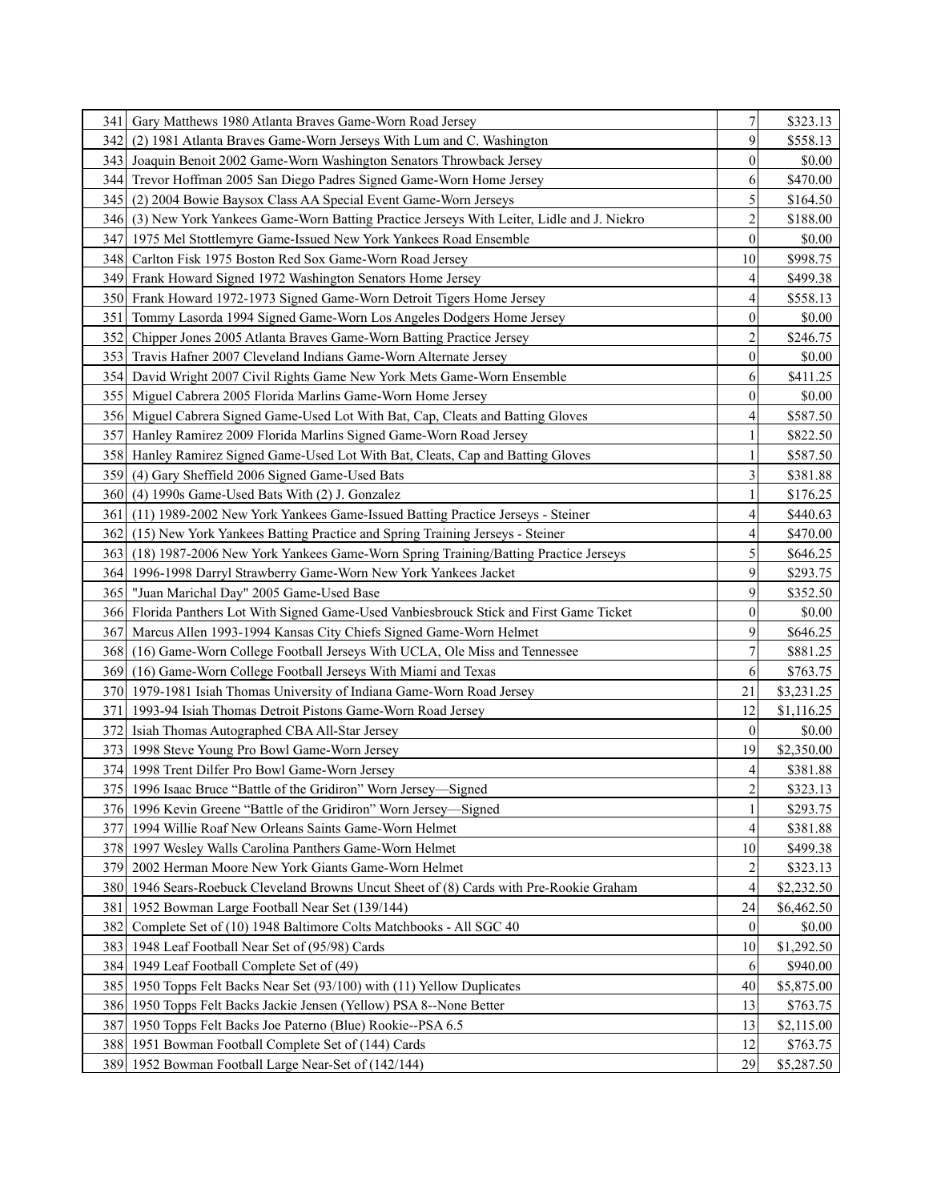| | | | |
|---|---|---|---|
| 341 | Gary Matthews 1980 Atlanta Braves Game-Worn Road Jersey | 7 | $323.13 |
| 342 | (2) 1981 Atlanta Braves Game-Worn Jerseys With Lum and C. Washington | 9 | $558.13 |
| 343 | Joaquin Benoit 2002 Game-Worn Washington Senators Throwback Jersey | 0 | $0.00 |
| 344 | Trevor Hoffman 2005 San Diego Padres Signed Game-Worn Home Jersey | 6 | $470.00 |
| 345 | (2) 2004 Bowie Baysox Class AA Special Event Game-Worn Jerseys | 5 | $164.50 |
| 346 | (3) New York Yankees Game-Worn Batting Practice Jerseys With Leiter, Lidle and J. Niekro | 2 | $188.00 |
| 347 | 1975 Mel Stottlemyre Game-Issued New York Yankees Road Ensemble | 0 | $0.00 |
| 348 | Carlton Fisk 1975 Boston Red Sox Game-Worn Road Jersey | 10 | $998.75 |
| 349 | Frank Howard Signed 1972 Washington Senators Home Jersey | 4 | $499.38 |
| 350 | Frank Howard 1972-1973 Signed Game-Worn Detroit Tigers Home Jersey | 4 | $558.13 |
| 351 | Tommy Lasorda 1994 Signed Game-Worn Los Angeles Dodgers Home Jersey | 0 | $0.00 |
| 352 | Chipper Jones 2005 Atlanta Braves Game-Worn Batting Practice Jersey | 2 | $246.75 |
| 353 | Travis Hafner 2007 Cleveland Indians Game-Worn Alternate Jersey | 0 | $0.00 |
| 354 | David Wright 2007 Civil Rights Game New York Mets Game-Worn Ensemble | 6 | $411.25 |
| 355 | Miguel Cabrera 2005 Florida Marlins Game-Worn Home Jersey | 0 | $0.00 |
| 356 | Miguel Cabrera Signed Game-Used Lot With Bat, Cap, Cleats and Batting Gloves | 4 | $587.50 |
| 357 | Hanley Ramirez 2009 Florida Marlins Signed Game-Worn Road Jersey | 1 | $822.50 |
| 358 | Hanley Ramirez Signed Game-Used Lot With Bat, Cleats, Cap and Batting Gloves | 1 | $587.50 |
| 359 | (4) Gary Sheffield 2006 Signed Game-Used Bats | 3 | $381.88 |
| 360 | (4) 1990s Game-Used Bats With (2) J. Gonzalez | 1 | $176.25 |
| 361 | (11) 1989-2002 New York Yankees Game-Issued Batting Practice Jerseys - Steiner | 4 | $440.63 |
| 362 | (15) New York Yankees Batting Practice and Spring Training Jerseys - Steiner | 4 | $470.00 |
| 363 | (18) 1987-2006 New York Yankees Game-Worn Spring Training/Batting Practice Jerseys | 5 | $646.25 |
| 364 | 1996-1998 Darryl Strawberry Game-Worn New York Yankees Jacket | 9 | $293.75 |
| 365 | "Juan Marichal Day" 2005 Game-Used Base | 9 | $352.50 |
| 366 | Florida Panthers Lot With Signed Game-Used Vanbiesbrouck Stick and First Game Ticket | 0 | $0.00 |
| 367 | Marcus Allen 1993-1994 Kansas City Chiefs Signed Game-Worn Helmet | 9 | $646.25 |
| 368 | (16) Game-Worn College Football Jerseys With UCLA, Ole Miss and Tennessee | 7 | $881.25 |
| 369 | (16) Game-Worn College Football Jerseys With Miami and Texas | 6 | $763.75 |
| 370 | 1979-1981 Isiah Thomas University of Indiana Game-Worn Road Jersey | 21 | $3,231.25 |
| 371 | 1993-94 Isiah Thomas Detroit Pistons Game-Worn Road Jersey | 12 | $1,116.25 |
| 372 | Isiah Thomas Autographed CBA All-Star Jersey | 0 | $0.00 |
| 373 | 1998 Steve Young Pro Bowl Game-Worn Jersey | 19 | $2,350.00 |
| 374 | 1998 Trent Dilfer Pro Bowl Game-Worn Jersey | 4 | $381.88 |
| 375 | 1996 Isaac Bruce "Battle of the Gridiron" Worn Jersey—Signed | 2 | $323.13 |
| 376 | 1996 Kevin Greene "Battle of the Gridiron" Worn Jersey—Signed | 1 | $293.75 |
| 377 | 1994 Willie Roaf New Orleans Saints Game-Worn Helmet | 4 | $381.88 |
| 378 | 1997 Wesley Walls Carolina Panthers Game-Worn Helmet | 10 | $499.38 |
| 379 | 2002 Herman Moore New York Giants Game-Worn Helmet | 2 | $323.13 |
| 380 | 1946 Sears-Roebuck Cleveland Browns Uncut Sheet of (8) Cards with Pre-Rookie Graham | 4 | $2,232.50 |
| 381 | 1952 Bowman Large Football Near Set (139/144) | 24 | $6,462.50 |
| 382 | Complete Set of (10) 1948 Baltimore Colts Matchbooks - All SGC 40 | 0 | $0.00 |
| 383 | 1948 Leaf Football Near Set of (95/98) Cards | 10 | $1,292.50 |
| 384 | 1949 Leaf Football Complete Set of (49) | 6 | $940.00 |
| 385 | 1950 Topps Felt Backs Near Set (93/100) with (11) Yellow Duplicates | 40 | $5,875.00 |
| 386 | 1950 Topps Felt Backs Jackie Jensen (Yellow) PSA 8--None Better | 13 | $763.75 |
| 387 | 1950 Topps Felt Backs Joe Paterno (Blue) Rookie--PSA 6.5 | 13 | $2,115.00 |
| 388 | 1951 Bowman Football Complete Set of (144) Cards | 12 | $763.75 |
| 389 | 1952 Bowman Football Large Near-Set of (142/144) | 29 | $5,287.50 |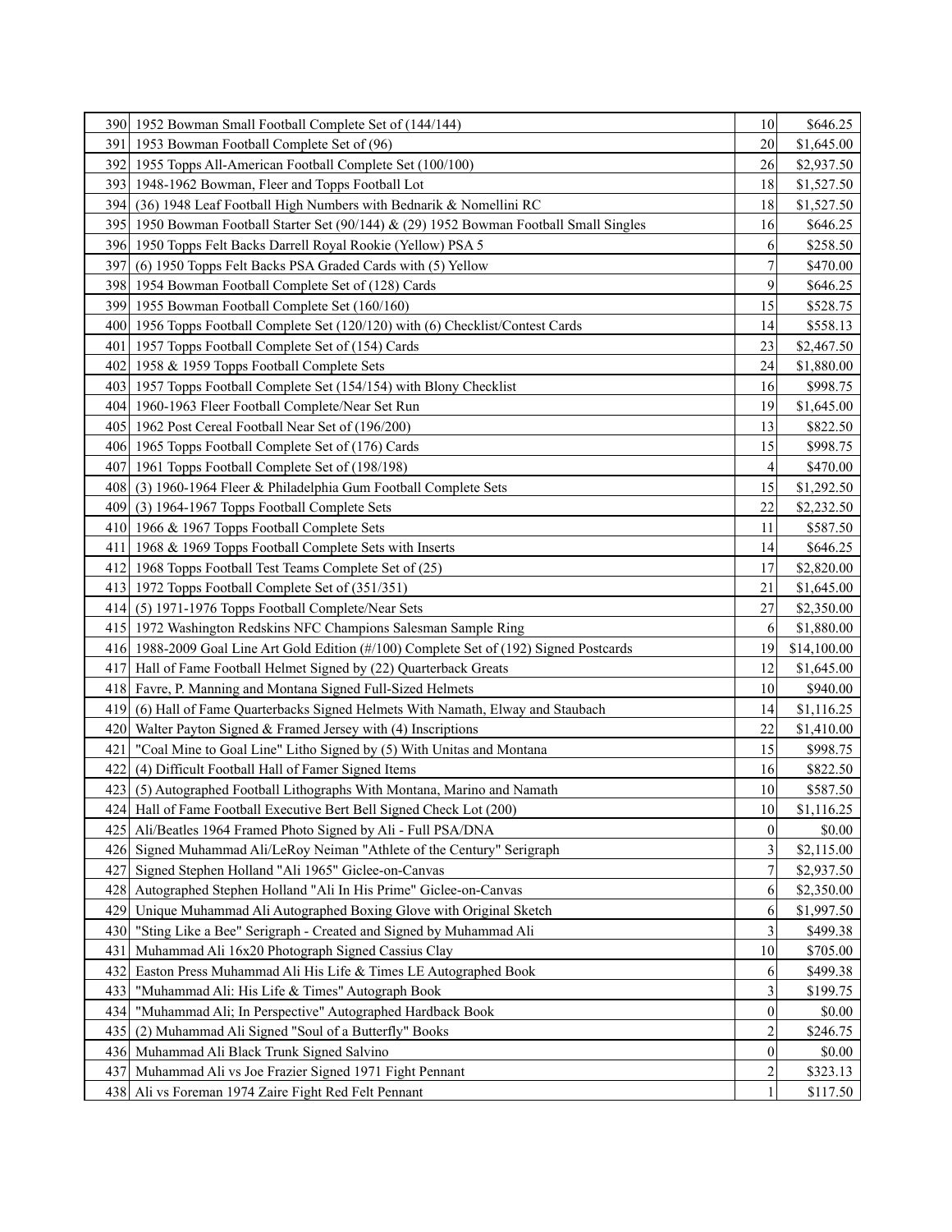| | | | |
|---|---|---|---|
| 390 | 1952 Bowman Small Football Complete Set of (144/144) | 10 | $646.25 |
| 391 | 1953 Bowman Football Complete Set of (96) | 20 | $1,645.00 |
| 392 | 1955 Topps All-American Football Complete Set (100/100) | 26 | $2,937.50 |
| 393 | 1948-1962 Bowman, Fleer and Topps Football Lot | 18 | $1,527.50 |
| 394 | (36) 1948 Leaf Football High Numbers with Bednarik & Nomellini RC | 18 | $1,527.50 |
| 395 | 1950 Bowman Football Starter Set (90/144) & (29) 1952 Bowman Football Small Singles | 16 | $646.25 |
| 396 | 1950 Topps Felt Backs Darrell Royal Rookie (Yellow) PSA 5 | 6 | $258.50 |
| 397 | (6) 1950 Topps Felt Backs PSA Graded Cards with (5) Yellow | 7 | $470.00 |
| 398 | 1954 Bowman Football Complete Set of (128) Cards | 9 | $646.25 |
| 399 | 1955 Bowman Football Complete Set (160/160) | 15 | $528.75 |
| 400 | 1956 Topps Football Complete Set (120/120) with (6) Checklist/Contest Cards | 14 | $558.13 |
| 401 | 1957 Topps Football Complete Set of (154) Cards | 23 | $2,467.50 |
| 402 | 1958 & 1959 Topps Football Complete Sets | 24 | $1,880.00 |
| 403 | 1957 Topps Football Complete Set (154/154) with Blony Checklist | 16 | $998.75 |
| 404 | 1960-1963 Fleer Football Complete/Near Set Run | 19 | $1,645.00 |
| 405 | 1962 Post Cereal Football Near Set of (196/200) | 13 | $822.50 |
| 406 | 1965 Topps Football Complete Set of (176) Cards | 15 | $998.75 |
| 407 | 1961 Topps Football Complete Set of (198/198) | 4 | $470.00 |
| 408 | (3) 1960-1964 Fleer & Philadelphia Gum Football Complete Sets | 15 | $1,292.50 |
| 409 | (3) 1964-1967 Topps Football Complete Sets | 22 | $2,232.50 |
| 410 | 1966 & 1967 Topps Football Complete Sets | 11 | $587.50 |
| 411 | 1968 & 1969 Topps Football Complete Sets with Inserts | 14 | $646.25 |
| 412 | 1968 Topps Football Test Teams Complete Set of (25) | 17 | $2,820.00 |
| 413 | 1972 Topps Football Complete Set of (351/351) | 21 | $1,645.00 |
| 414 | (5) 1971-1976 Topps Football Complete/Near Sets | 27 | $2,350.00 |
| 415 | 1972 Washington Redskins NFC Champions Salesman Sample Ring | 6 | $1,880.00 |
| 416 | 1988-2009 Goal Line Art Gold Edition (#/100) Complete Set of (192) Signed Postcards | 19 | $14,100.00 |
| 417 | Hall of Fame Football Helmet Signed by (22) Quarterback Greats | 12 | $1,645.00 |
| 418 | Favre, P. Manning and Montana Signed Full-Sized Helmets | 10 | $940.00 |
| 419 | (6) Hall of Fame Quarterbacks Signed Helmets With Namath, Elway and Staubach | 14 | $1,116.25 |
| 420 | Walter Payton Signed & Framed Jersey with (4) Inscriptions | 22 | $1,410.00 |
| 421 | "Coal Mine to Goal Line" Litho Signed by (5) With Unitas and Montana | 15 | $998.75 |
| 422 | (4) Difficult Football Hall of Famer Signed Items | 16 | $822.50 |
| 423 | (5) Autographed Football Lithographs With Montana, Marino and Namath | 10 | $587.50 |
| 424 | Hall of Fame Football Executive Bert Bell Signed Check Lot (200) | 10 | $1,116.25 |
| 425 | Ali/Beatles 1964 Framed Photo Signed by Ali - Full PSA/DNA | 0 | $0.00 |
| 426 | Signed Muhammad Ali/LeRoy Neiman "Athlete of the Century" Serigraph | 3 | $2,115.00 |
| 427 | Signed Stephen Holland "Ali 1965" Giclee-on-Canvas | 7 | $2,937.50 |
| 428 | Autographed Stephen Holland "Ali In His Prime" Giclee-on-Canvas | 6 | $2,350.00 |
| 429 | Unique Muhammad Ali Autographed Boxing Glove with Original Sketch | 6 | $1,997.50 |
| 430 | "Sting Like a Bee" Serigraph - Created and Signed by Muhammad Ali | 3 | $499.38 |
| 431 | Muhammad Ali 16x20 Photograph Signed Cassius Clay | 10 | $705.00 |
| 432 | Easton Press Muhammad Ali His Life & Times LE Autographed Book | 6 | $499.38 |
| 433 | "Muhammad Ali: His Life & Times" Autograph Book | 3 | $199.75 |
| 434 | "Muhammad Ali; In Perspective" Autographed Hardback Book | 0 | $0.00 |
| 435 | (2) Muhammad Ali Signed "Soul of a Butterfly" Books | 2 | $246.75 |
| 436 | Muhammad Ali Black Trunk Signed Salvino | 0 | $0.00 |
| 437 | Muhammad Ali vs Joe Frazier Signed 1971 Fight Pennant | 2 | $323.13 |
| 438 | Ali vs Foreman 1974 Zaire Fight Red Felt Pennant | 1 | $117.50 |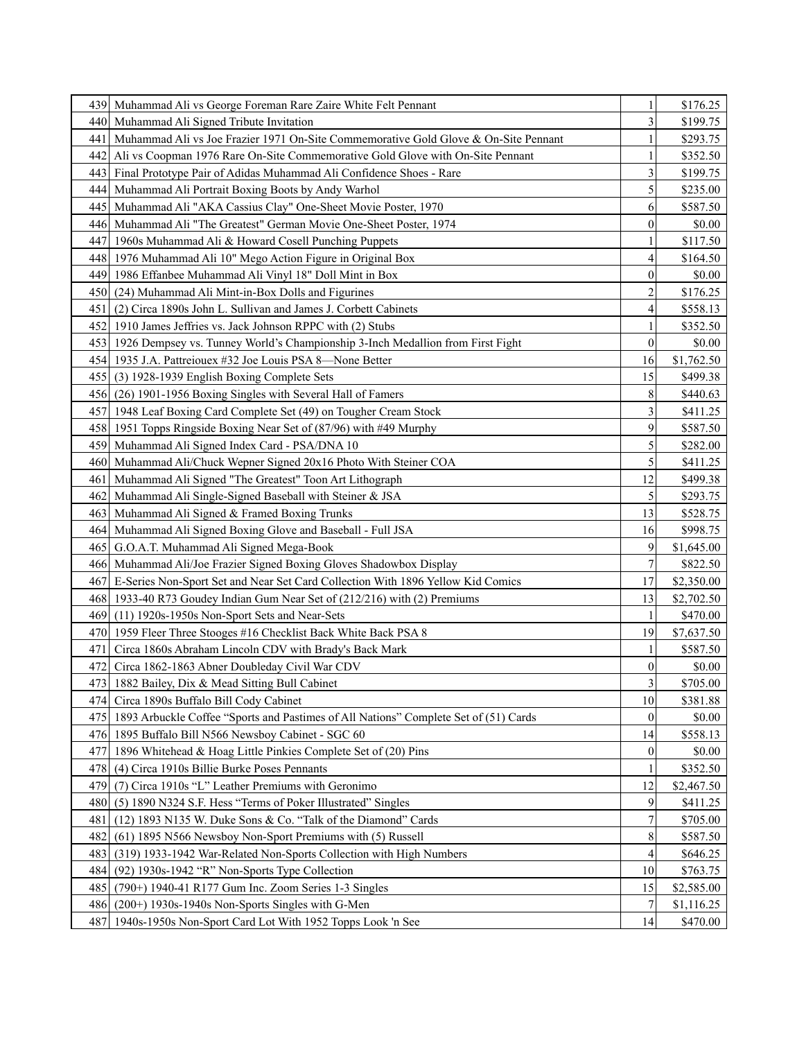| | | | |
|---|---|---|---|
| 439 | Muhammad Ali vs George Foreman Rare Zaire White Felt Pennant | 1 | $176.25 |
| 440 | Muhammad Ali Signed Tribute Invitation | 3 | $199.75 |
| 441 | Muhammad Ali vs Joe Frazier 1971 On-Site Commemorative Gold Glove & On-Site Pennant | 1 | $293.75 |
| 442 | Ali vs Coopman 1976 Rare On-Site Commemorative Gold Glove with On-Site Pennant | 1 | $352.50 |
| 443 | Final Prototype Pair of Adidas Muhammad Ali Confidence Shoes - Rare | 3 | $199.75 |
| 444 | Muhammad Ali Portrait Boxing Boots by Andy Warhol | 5 | $235.00 |
| 445 | Muhammad Ali "AKA Cassius Clay" One-Sheet Movie Poster, 1970 | 6 | $587.50 |
| 446 | Muhammad Ali "The Greatest" German Movie One-Sheet Poster, 1974 | 0 | $0.00 |
| 447 | 1960s Muhammad Ali & Howard Cosell Punching Puppets | 1 | $117.50 |
| 448 | 1976 Muhammad Ali 10" Mego Action Figure in Original Box | 4 | $164.50 |
| 449 | 1986 Effanbee Muhammad Ali Vinyl 18" Doll Mint in Box | 0 | $0.00 |
| 450 | (24) Muhammad Ali Mint-in-Box Dolls and Figurines | 2 | $176.25 |
| 451 | (2) Circa 1890s John L. Sullivan and James J. Corbett Cabinets | 4 | $558.13 |
| 452 | 1910 James Jeffries vs. Jack Johnson RPPC with (2) Stubs | 1 | $352.50 |
| 453 | 1926 Dempsey vs. Tunney World's Championship 3-Inch Medallion from First Fight | 0 | $0.00 |
| 454 | 1935 J.A. Pattreiouex #32 Joe Louis PSA 8—None Better | 16 | $1,762.50 |
| 455 | (3) 1928-1939 English Boxing Complete Sets | 15 | $499.38 |
| 456 | (26) 1901-1956 Boxing Singles with Several Hall of Famers | 8 | $440.63 |
| 457 | 1948 Leaf Boxing Card Complete Set (49) on Tougher Cream Stock | 3 | $411.25 |
| 458 | 1951 Topps Ringside Boxing Near Set of (87/96) with #49 Murphy | 9 | $587.50 |
| 459 | Muhammad Ali Signed Index Card - PSA/DNA 10 | 5 | $282.00 |
| 460 | Muhammad Ali/Chuck Wepner Signed 20x16 Photo With Steiner COA | 5 | $411.25 |
| 461 | Muhammad Ali Signed "The Greatest" Toon Art Lithograph | 12 | $499.38 |
| 462 | Muhammad Ali Single-Signed Baseball with Steiner & JSA | 5 | $293.75 |
| 463 | Muhammad Ali Signed & Framed Boxing Trunks | 13 | $528.75 |
| 464 | Muhammad Ali Signed Boxing Glove and Baseball - Full JSA | 16 | $998.75 |
| 465 | G.O.A.T. Muhammad Ali Signed Mega-Book | 9 | $1,645.00 |
| 466 | Muhammad Ali/Joe Frazier Signed Boxing Gloves Shadowbox Display | 7 | $822.50 |
| 467 | E-Series Non-Sport Set and Near Set Card Collection With 1896 Yellow Kid Comics | 17 | $2,350.00 |
| 468 | 1933-40 R73 Goudey Indian Gum Near Set of (212/216) with (2) Premiums | 13 | $2,702.50 |
| 469 | (11) 1920s-1950s Non-Sport Sets and Near-Sets | 1 | $470.00 |
| 470 | 1959 Fleer Three Stooges #16 Checklist Back White Back PSA 8 | 19 | $7,637.50 |
| 471 | Circa 1860s Abraham Lincoln CDV with Brady's Back Mark | 1 | $587.50 |
| 472 | Circa 1862-1863 Abner Doubleday Civil War CDV | 0 | $0.00 |
| 473 | 1882 Bailey, Dix & Mead Sitting Bull Cabinet | 3 | $705.00 |
| 474 | Circa 1890s Buffalo Bill Cody Cabinet | 10 | $381.88 |
| 475 | 1893 Arbuckle Coffee "Sports and Pastimes of All Nations" Complete Set of (51) Cards | 0 | $0.00 |
| 476 | 1895 Buffalo Bill N566 Newsboy Cabinet - SGC 60 | 14 | $558.13 |
| 477 | 1896 Whitehead & Hoag Little Pinkies Complete Set of (20) Pins | 0 | $0.00 |
| 478 | (4) Circa 1910s Billie Burke Poses Pennants | 1 | $352.50 |
| 479 | (7) Circa 1910s "L" Leather Premiums with Geronimo | 12 | $2,467.50 |
| 480 | (5) 1890 N324 S.F. Hess "Terms of Poker Illustrated" Singles | 9 | $411.25 |
| 481 | (12) 1893 N135 W. Duke Sons & Co. "Talk of the Diamond" Cards | 7 | $705.00 |
| 482 | (61) 1895 N566 Newsboy Non-Sport Premiums with (5) Russell | 8 | $587.50 |
| 483 | (319) 1933-1942 War-Related Non-Sports Collection with High Numbers | 4 | $646.25 |
| 484 | (92) 1930s-1942 "R" Non-Sports Type Collection | 10 | $763.75 |
| 485 | (790+) 1940-41 R177 Gum Inc. Zoom Series 1-3 Singles | 15 | $2,585.00 |
| 486 | (200+) 1930s-1940s Non-Sports Singles with G-Men | 7 | $1,116.25 |
| 487 | 1940s-1950s Non-Sport Card Lot With 1952 Topps Look 'n See | 14 | $470.00 |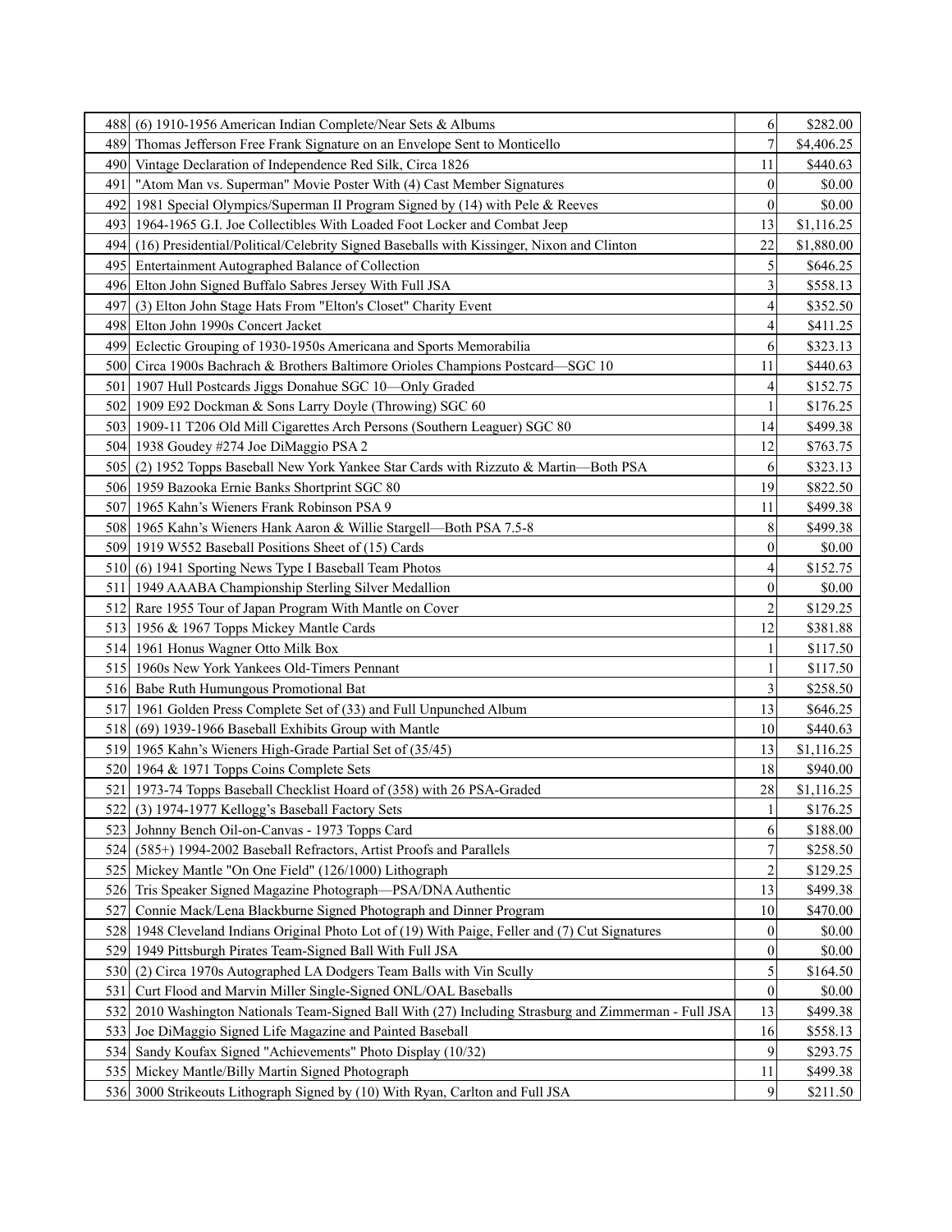| | | | |
|---|---|---|---|
| 488 | (6) 1910-1956 American Indian Complete/Near Sets & Albums | 6 | $282.00 |
| 489 | Thomas Jefferson Free Frank Signature on an Envelope Sent to Monticello | 7 | $4,406.25 |
| 490 | Vintage Declaration of Independence Red Silk, Circa 1826 | 11 | $440.63 |
| 491 | "Atom Man vs. Superman" Movie Poster With (4) Cast Member Signatures | 0 | $0.00 |
| 492 | 1981 Special Olympics/Superman II Program Signed by (14) with Pele & Reeves | 0 | $0.00 |
| 493 | 1964-1965 G.I. Joe Collectibles With Loaded Foot Locker and Combat Jeep | 13 | $1,116.25 |
| 494 | (16) Presidential/Political/Celebrity Signed Baseballs with Kissinger, Nixon and Clinton | 22 | $1,880.00 |
| 495 | Entertainment Autographed Balance of Collection | 5 | $646.25 |
| 496 | Elton John Signed Buffalo Sabres Jersey With Full JSA | 3 | $558.13 |
| 497 | (3) Elton John Stage Hats From "Elton's Closet" Charity Event | 4 | $352.50 |
| 498 | Elton John 1990s Concert Jacket | 4 | $411.25 |
| 499 | Eclectic Grouping of 1930-1950s Americana and Sports Memorabilia | 6 | $323.13 |
| 500 | Circa 1900s Bachrach & Brothers Baltimore Orioles Champions Postcard—SGC 10 | 11 | $440.63 |
| 501 | 1907 Hull Postcards Jiggs Donahue SGC 10—Only Graded | 4 | $152.75 |
| 502 | 1909 E92 Dockman & Sons Larry Doyle (Throwing) SGC 60 | 1 | $176.25 |
| 503 | 1909-11 T206 Old Mill Cigarettes Arch Persons (Southern Leaguer) SGC 80 | 14 | $499.38 |
| 504 | 1938 Goudey #274 Joe DiMaggio PSA 2 | 12 | $763.75 |
| 505 | (2) 1952 Topps Baseball New York Yankee Star Cards with Rizzuto & Martin—Both PSA | 6 | $323.13 |
| 506 | 1959 Bazooka Ernie Banks Shortprint SGC 80 | 19 | $822.50 |
| 507 | 1965 Kahn's Wieners Frank Robinson PSA 9 | 11 | $499.38 |
| 508 | 1965 Kahn's Wieners Hank Aaron & Willie Stargell—Both PSA 7.5-8 | 8 | $499.38 |
| 509 | 1919 W552 Baseball Positions Sheet of (15) Cards | 0 | $0.00 |
| 510 | (6) 1941 Sporting News Type I Baseball Team Photos | 4 | $152.75 |
| 511 | 1949 AAABA Championship Sterling Silver Medallion | 0 | $0.00 |
| 512 | Rare 1955 Tour of Japan Program With Mantle on Cover | 2 | $129.25 |
| 513 | 1956 & 1967 Topps Mickey Mantle Cards | 12 | $381.88 |
| 514 | 1961 Honus Wagner Otto Milk Box | 1 | $117.50 |
| 515 | 1960s New York Yankees Old-Timers Pennant | 1 | $117.50 |
| 516 | Babe Ruth Humungous Promotional Bat | 3 | $258.50 |
| 517 | 1961 Golden Press Complete Set of (33) and Full Unpunched Album | 13 | $646.25 |
| 518 | (69) 1939-1966 Baseball Exhibits Group with Mantle | 10 | $440.63 |
| 519 | 1965 Kahn's Wieners High-Grade Partial Set of (35/45) | 13 | $1,116.25 |
| 520 | 1964 & 1971 Topps Coins Complete Sets | 18 | $940.00 |
| 521 | 1973-74 Topps Baseball Checklist Hoard of (358) with 26 PSA-Graded | 28 | $1,116.25 |
| 522 | (3) 1974-1977 Kellogg's Baseball Factory Sets | 1 | $176.25 |
| 523 | Johnny Bench Oil-on-Canvas - 1973 Topps Card | 6 | $188.00 |
| 524 | (585+) 1994-2002 Baseball Refractors, Artist Proofs and Parallels | 7 | $258.50 |
| 525 | Mickey Mantle "On One Field" (126/1000) Lithograph | 2 | $129.25 |
| 526 | Tris Speaker Signed Magazine Photograph—PSA/DNA Authentic | 13 | $499.38 |
| 527 | Connie Mack/Lena Blackburne Signed Photograph and Dinner Program | 10 | $470.00 |
| 528 | 1948 Cleveland Indians Original Photo Lot of (19) With Paige, Feller and (7) Cut Signatures | 0 | $0.00 |
| 529 | 1949 Pittsburgh Pirates Team-Signed Ball With Full JSA | 0 | $0.00 |
| 530 | (2) Circa 1970s Autographed LA Dodgers Team Balls with Vin Scully | 5 | $164.50 |
| 531 | Curt Flood and Marvin Miller Single-Signed ONL/OAL Baseballs | 0 | $0.00 |
| 532 | 2010 Washington Nationals Team-Signed Ball With (27) Including Strasburg and Zimmerman - Full JSA | 13 | $499.38 |
| 533 | Joe DiMaggio Signed Life Magazine and Painted Baseball | 16 | $558.13 |
| 534 | Sandy Koufax Signed "Achievements" Photo Display (10/32) | 9 | $293.75 |
| 535 | Mickey Mantle/Billy Martin Signed Photograph | 11 | $499.38 |
| 536 | 3000 Strikeouts Lithograph Signed by (10) With Ryan, Carlton and Full JSA | 9 | $211.50 |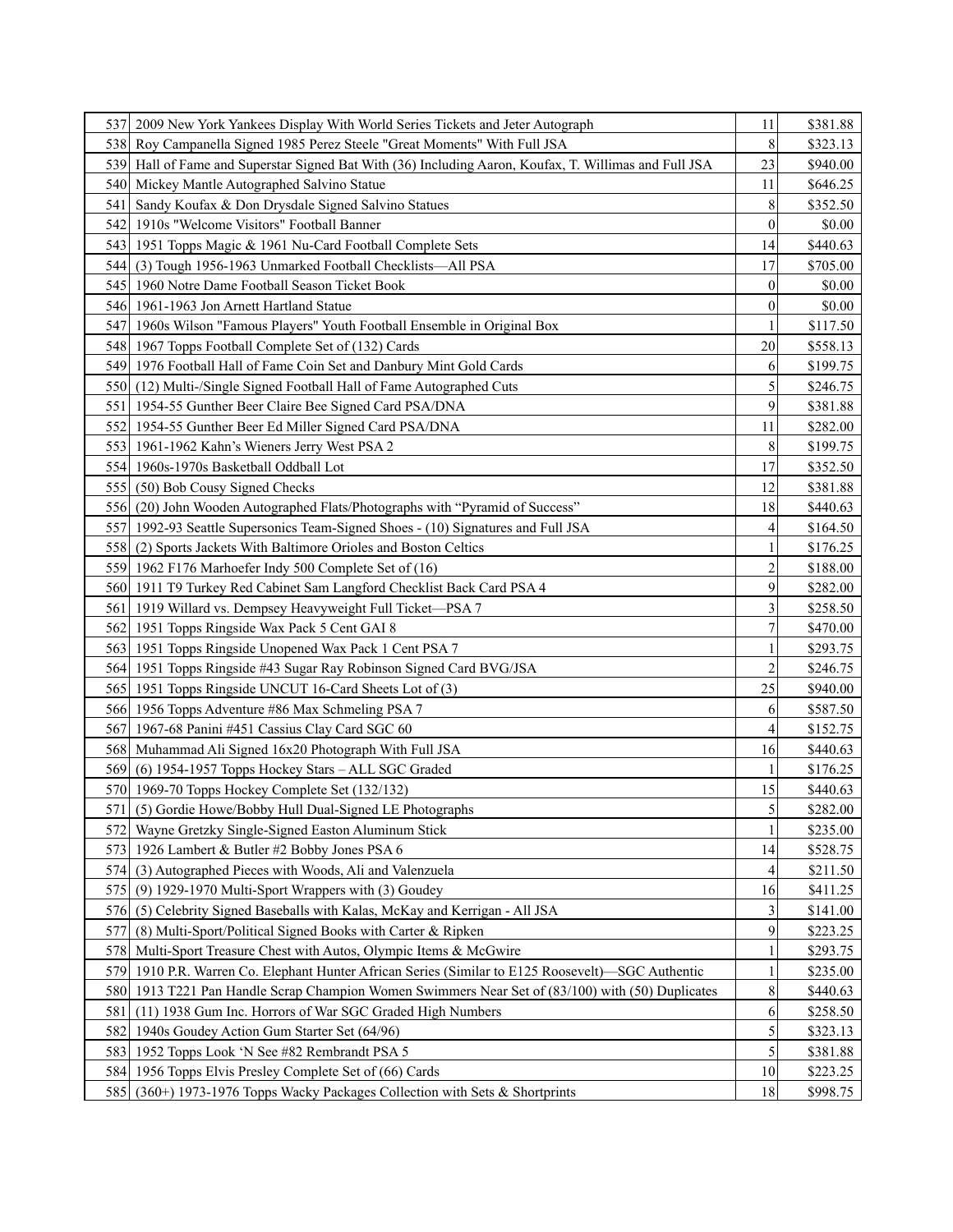| | | | |
|---|---|---|---|
| 537 | 2009 New York Yankees Display With World Series Tickets and Jeter Autograph | 11 | $381.88 |
| 538 | Roy Campanella Signed 1985 Perez Steele "Great Moments" With Full JSA | 8 | $323.13 |
| 539 | Hall of Fame and Superstar Signed Bat With (36) Including Aaron, Koufax, T. Willimas and Full JSA | 23 | $940.00 |
| 540 | Mickey Mantle Autographed Salvino Statue | 11 | $646.25 |
| 541 | Sandy Koufax & Don Drysdale Signed Salvino Statues | 8 | $352.50 |
| 542 | 1910s "Welcome Visitors" Football Banner | 0 | $0.00 |
| 543 | 1951 Topps Magic & 1961 Nu-Card Football Complete Sets | 14 | $440.63 |
| 544 | (3) Tough 1956-1963 Unmarked Football Checklists—All PSA | 17 | $705.00 |
| 545 | 1960 Notre Dame Football Season Ticket Book | 0 | $0.00 |
| 546 | 1961-1963 Jon Arnett Hartland Statue | 0 | $0.00 |
| 547 | 1960s Wilson "Famous Players" Youth Football Ensemble in Original Box | 1 | $117.50 |
| 548 | 1967 Topps Football Complete Set of (132) Cards | 20 | $558.13 |
| 549 | 1976 Football Hall of Fame Coin Set and Danbury Mint Gold Cards | 6 | $199.75 |
| 550 | (12) Multi-/Single Signed Football Hall of Fame Autographed Cuts | 5 | $246.75 |
| 551 | 1954-55 Gunther Beer Claire Bee Signed Card PSA/DNA | 9 | $381.88 |
| 552 | 1954-55 Gunther Beer Ed Miller Signed Card PSA/DNA | 11 | $282.00 |
| 553 | 1961-1962 Kahn's Wieners Jerry West PSA 2 | 8 | $199.75 |
| 554 | 1960s-1970s Basketball Oddball Lot | 17 | $352.50 |
| 555 | (50) Bob Cousy Signed Checks | 12 | $381.88 |
| 556 | (20) John Wooden Autographed Flats/Photographs with "Pyramid of Success" | 18 | $440.63 |
| 557 | 1992-93 Seattle Supersonics Team-Signed Shoes - (10) Signatures and Full JSA | 4 | $164.50 |
| 558 | (2) Sports Jackets With Baltimore Orioles and Boston Celtics | 1 | $176.25 |
| 559 | 1962 F176 Marhoefer Indy 500 Complete Set of (16) | 2 | $188.00 |
| 560 | 1911 T9 Turkey Red Cabinet Sam Langford Checklist Back Card PSA 4 | 9 | $282.00 |
| 561 | 1919 Willard vs. Dempsey Heavyweight Full Ticket—PSA 7 | 3 | $258.50 |
| 562 | 1951 Topps Ringside Wax Pack 5 Cent GAI 8 | 7 | $470.00 |
| 563 | 1951 Topps Ringside Unopened Wax Pack 1 Cent PSA 7 | 1 | $293.75 |
| 564 | 1951 Topps Ringside #43 Sugar Ray Robinson Signed Card BVG/JSA | 2 | $246.75 |
| 565 | 1951 Topps Ringside UNCUT 16-Card Sheets Lot of (3) | 25 | $940.00 |
| 566 | 1956 Topps Adventure #86 Max Schmeling PSA 7 | 6 | $587.50 |
| 567 | 1967-68 Panini #451 Cassius Clay Card SGC 60 | 4 | $152.75 |
| 568 | Muhammad Ali Signed 16x20 Photograph With Full JSA | 16 | $440.63 |
| 569 | (6) 1954-1957 Topps Hockey Stars – ALL SGC Graded | 1 | $176.25 |
| 570 | 1969-70 Topps Hockey Complete Set (132/132) | 15 | $440.63 |
| 571 | (5) Gordie Howe/Bobby Hull Dual-Signed LE Photographs | 5 | $282.00 |
| 572 | Wayne Gretzky Single-Signed Easton Aluminum Stick | 1 | $235.00 |
| 573 | 1926 Lambert & Butler #2 Bobby Jones PSA 6 | 14 | $528.75 |
| 574 | (3) Autographed Pieces with Woods, Ali and Valenzuela | 4 | $211.50 |
| 575 | (9) 1929-1970 Multi-Sport Wrappers with (3) Goudey | 16 | $411.25 |
| 576 | (5) Celebrity Signed Baseballs with Kalas, McKay and Kerrigan - All JSA | 3 | $141.00 |
| 577 | (8) Multi-Sport/Political Signed Books with Carter & Ripken | 9 | $223.25 |
| 578 | Multi-Sport Treasure Chest with Autos, Olympic Items & McGwire | 1 | $293.75 |
| 579 | 1910 P.R. Warren Co. Elephant Hunter African Series (Similar to E125 Roosevelt)—SGC Authentic | 1 | $235.00 |
| 580 | 1913 T221 Pan Handle Scrap Champion Women Swimmers Near Set of (83/100) with (50) Duplicates | 8 | $440.63 |
| 581 | (11) 1938 Gum Inc. Horrors of War SGC Graded High Numbers | 6 | $258.50 |
| 582 | 1940s Goudey Action Gum Starter Set (64/96) | 5 | $323.13 |
| 583 | 1952 Topps Look 'N See #82 Rembrandt PSA 5 | 5 | $381.88 |
| 584 | 1956 Topps Elvis Presley Complete Set of (66) Cards | 10 | $223.25 |
| 585 | (360+) 1973-1976 Topps Wacky Packages Collection with Sets & Shortprints | 18 | $998.75 |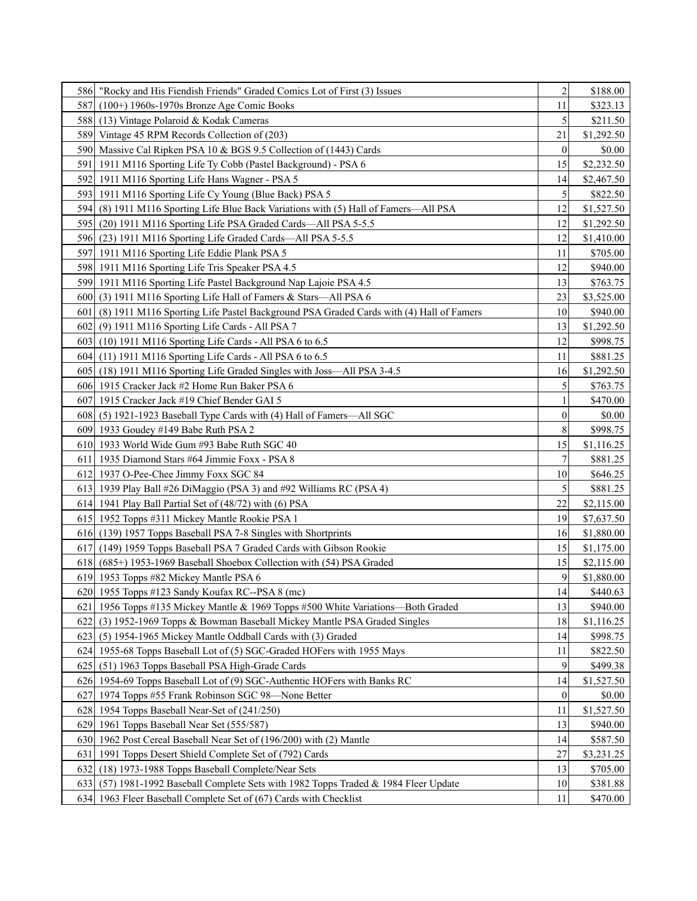| | | | |
|---|---|---|---|
| 586 | "Rocky and His Fiendish Friends" Graded Comics Lot of First (3) Issues | 2 | $188.00 |
| 587 | (100+) 1960s-1970s Bronze Age Comic Books | 11 | $323.13 |
| 588 | (13) Vintage Polaroid & Kodak Cameras | 5 | $211.50 |
| 589 | Vintage 45 RPM Records Collection of (203) | 21 | $1,292.50 |
| 590 | Massive Cal Ripken PSA 10 & BGS 9.5 Collection of (1443) Cards | 0 | $0.00 |
| 591 | 1911 M116 Sporting Life Ty Cobb (Pastel Background) - PSA 6 | 15 | $2,232.50 |
| 592 | 1911 M116 Sporting Life Hans Wagner - PSA 5 | 14 | $2,467.50 |
| 593 | 1911 M116 Sporting Life Cy Young (Blue Back) PSA 5 | 5 | $822.50 |
| 594 | (8) 1911 M116 Sporting Life Blue Back Variations with (5) Hall of Famers—All PSA | 12 | $1,527.50 |
| 595 | (20) 1911 M116 Sporting Life PSA Graded Cards—All PSA 5-5.5 | 12 | $1,292.50 |
| 596 | (23) 1911 M116 Sporting Life Graded Cards—All PSA 5-5.5 | 12 | $1,410.00 |
| 597 | 1911 M116 Sporting Life Eddie Plank PSA 5 | 11 | $705.00 |
| 598 | 1911 M116 Sporting Life Tris Speaker PSA 4.5 | 12 | $940.00 |
| 599 | 1911 M116 Sporting Life Pastel Background Nap Lajoie PSA 4.5 | 13 | $763.75 |
| 600 | (3) 1911 M116 Sporting Life Hall of Famers & Stars—All PSA 6 | 23 | $3,525.00 |
| 601 | (8) 1911 M116 Sporting Life Pastel Background PSA Graded Cards with (4) Hall of Famers | 10 | $940.00 |
| 602 | (9) 1911 M116 Sporting Life Cards - All PSA 7 | 13 | $1,292.50 |
| 603 | (10) 1911 M116 Sporting Life Cards - All PSA 6 to 6.5 | 12 | $998.75 |
| 604 | (11) 1911 M116 Sporting Life Cards - All PSA 6 to 6.5 | 11 | $881.25 |
| 605 | (18) 1911 M116 Sporting Life Graded Singles with Joss—All PSA 3-4.5 | 16 | $1,292.50 |
| 606 | 1915 Cracker Jack #2 Home Run Baker PSA 6 | 5 | $763.75 |
| 607 | 1915 Cracker Jack #19 Chief Bender GAI 5 | 1 | $470.00 |
| 608 | (5) 1921-1923 Baseball Type Cards with (4) Hall of Famers—All SGC | 0 | $0.00 |
| 609 | 1933 Goudey #149 Babe Ruth PSA 2 | 8 | $998.75 |
| 610 | 1933 World Wide Gum #93 Babe Ruth SGC 40 | 15 | $1,116.25 |
| 611 | 1935 Diamond Stars #64 Jimmie Foxx - PSA 8 | 7 | $881.25 |
| 612 | 1937 O-Pee-Chee Jimmy Foxx SGC 84 | 10 | $646.25 |
| 613 | 1939 Play Ball #26 DiMaggio (PSA 3) and #92 Williams RC (PSA 4) | 5 | $881.25 |
| 614 | 1941 Play Ball Partial Set of (48/72) with (6) PSA | 22 | $2,115.00 |
| 615 | 1952 Topps #311 Mickey Mantle Rookie PSA 1 | 19 | $7,637.50 |
| 616 | (139) 1957 Topps Baseball PSA 7-8 Singles with Shortprints | 16 | $1,880.00 |
| 617 | (149) 1959 Topps Baseball PSA 7 Graded Cards with Gibson Rookie | 15 | $1,175.00 |
| 618 | (685+) 1953-1969 Baseball Shoebox Collection with (54) PSA Graded | 15 | $2,115.00 |
| 619 | 1953 Topps #82 Mickey Mantle PSA 6 | 9 | $1,880.00 |
| 620 | 1955 Topps #123 Sandy Koufax RC--PSA 8 (mc) | 14 | $440.63 |
| 621 | 1956 Topps #135 Mickey Mantle & 1969 Topps #500 White Variations—Both Graded | 13 | $940.00 |
| 622 | (3) 1952-1969 Topps & Bowman Baseball Mickey Mantle PSA Graded Singles | 18 | $1,116.25 |
| 623 | (5) 1954-1965 Mickey Mantle Oddball Cards with (3) Graded | 14 | $998.75 |
| 624 | 1955-68 Topps Baseball Lot of (5) SGC-Graded HOFers with 1955 Mays | 11 | $822.50 |
| 625 | (51) 1963 Topps Baseball PSA High-Grade Cards | 9 | $499.38 |
| 626 | 1954-69 Topps Baseball Lot of (9) SGC-Authentic HOFers with Banks RC | 14 | $1,527.50 |
| 627 | 1974 Topps #55 Frank Robinson SGC 98—None Better | 0 | $0.00 |
| 628 | 1954 Topps Baseball Near-Set of (241/250) | 11 | $1,527.50 |
| 629 | 1961 Topps Baseball Near Set (555/587) | 13 | $940.00 |
| 630 | 1962 Post Cereal Baseball Near Set of (196/200) with (2) Mantle | 14 | $587.50 |
| 631 | 1991 Topps Desert Shield Complete Set of (792) Cards | 27 | $3,231.25 |
| 632 | (18) 1973-1988 Topps Baseball Complete/Near Sets | 13 | $705.00 |
| 633 | (57) 1981-1992 Baseball Complete Sets with 1982 Topps Traded & 1984 Fleer Update | 10 | $381.88 |
| 634 | 1963 Fleer Baseball Complete Set of (67) Cards with Checklist | 11 | $470.00 |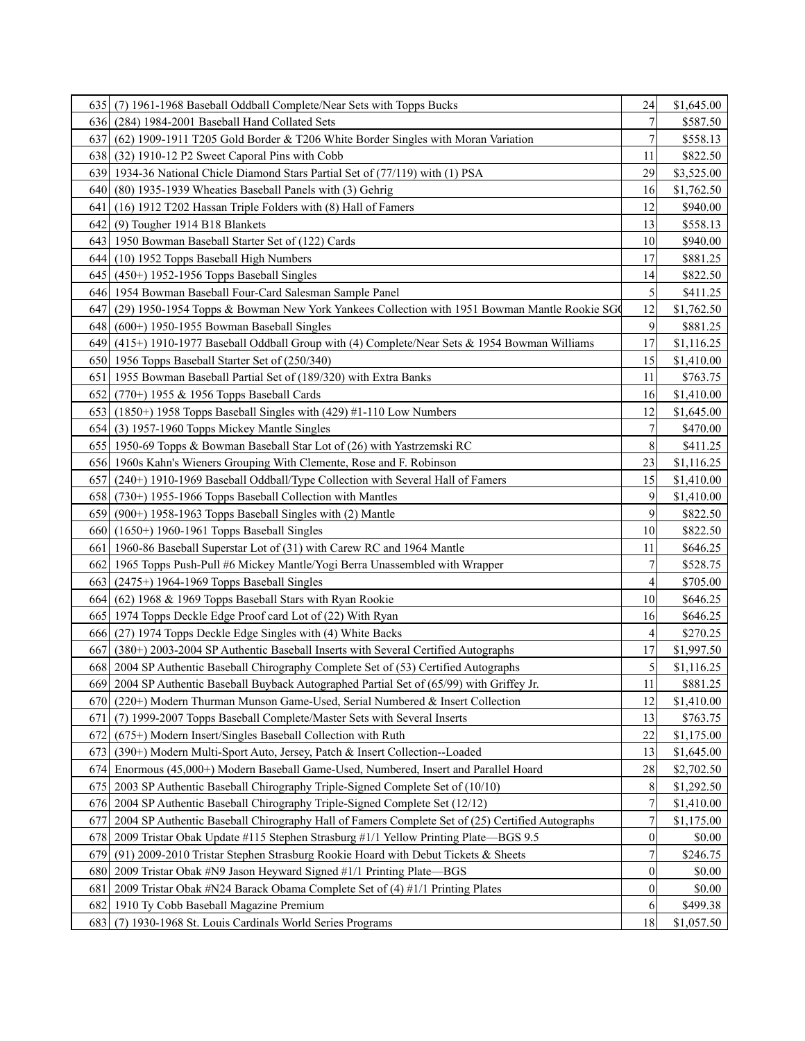| | | | |
|---|---|---|---|
| 635 | (7) 1961-1968 Baseball Oddball Complete/Near Sets with Topps Bucks | 24 | $1,645.00 |
| 636 | (284) 1984-2001 Baseball Hand Collated Sets | 7 | $587.50 |
| 637 | (62) 1909-1911 T205 Gold Border & T206 White Border Singles with Moran Variation | 7 | $558.13 |
| 638 | (32) 1910-12 P2 Sweet Caporal Pins with Cobb | 11 | $822.50 |
| 639 | 1934-36 National Chicle Diamond Stars Partial Set of (77/119) with (1) PSA | 29 | $3,525.00 |
| 640 | (80) 1935-1939 Wheaties Baseball Panels with (3) Gehrig | 16 | $1,762.50 |
| 641 | (16) 1912 T202 Hassan Triple Folders with (8) Hall of Famers | 12 | $940.00 |
| 642 | (9) Tougher 1914 B18 Blankets | 13 | $558.13 |
| 643 | 1950 Bowman Baseball Starter Set of (122) Cards | 10 | $940.00 |
| 644 | (10) 1952 Topps Baseball High Numbers | 17 | $881.25 |
| 645 | (450+) 1952-1956 Topps Baseball Singles | 14 | $822.50 |
| 646 | 1954 Bowman Baseball Four-Card Salesman Sample Panel | 5 | $411.25 |
| 647 | (29) 1950-1954 Topps & Bowman New York Yankees Collection with 1951 Bowman Mantle Rookie SG | 12 | $1,762.50 |
| 648 | (600+) 1950-1955 Bowman Baseball Singles | 9 | $881.25 |
| 649 | (415+) 1910-1977 Baseball Oddball Group with (4) Complete/Near Sets & 1954 Bowman Williams | 17 | $1,116.25 |
| 650 | 1956 Topps Baseball Starter Set of (250/340) | 15 | $1,410.00 |
| 651 | 1955 Bowman Baseball Partial Set of (189/320) with Extra Banks | 11 | $763.75 |
| 652 | (770+) 1955 & 1956 Topps Baseball Cards | 16 | $1,410.00 |
| 653 | (1850+) 1958 Topps Baseball Singles with (429) #1-110 Low Numbers | 12 | $1,645.00 |
| 654 | (3) 1957-1960 Topps Mickey Mantle Singles | 7 | $470.00 |
| 655 | 1950-69 Topps & Bowman Baseball Star Lot of (26) with Yastrzemski RC | 8 | $411.25 |
| 656 | 1960s Kahn's Wieners Grouping With Clemente, Rose and F. Robinson | 23 | $1,116.25 |
| 657 | (240+) 1910-1969 Baseball Oddball/Type Collection with Several Hall of Famers | 15 | $1,410.00 |
| 658 | (730+) 1955-1966 Topps Baseball Collection with Mantles | 9 | $1,410.00 |
| 659 | (900+) 1958-1963 Topps Baseball Singles with (2) Mantle | 9 | $822.50 |
| 660 | (1650+) 1960-1961 Topps Baseball Singles | 10 | $822.50 |
| 661 | 1960-86 Baseball Superstar Lot of (31) with Carew RC and 1964 Mantle | 11 | $646.25 |
| 662 | 1965 Topps Push-Pull #6 Mickey Mantle/Yogi Berra Unassembled with Wrapper | 7 | $528.75 |
| 663 | (2475+) 1964-1969 Topps Baseball Singles | 4 | $705.00 |
| 664 | (62) 1968 & 1969 Topps Baseball Stars with Ryan Rookie | 10 | $646.25 |
| 665 | 1974 Topps Deckle Edge Proof card Lot of (22) With Ryan | 16 | $646.25 |
| 666 | (27) 1974 Topps Deckle Edge Singles with (4) White Backs | 4 | $270.25 |
| 667 | (380+) 2003-2004 SP Authentic Baseball Inserts with Several Certified Autographs | 17 | $1,997.50 |
| 668 | 2004 SP Authentic Baseball Chirography Complete Set of (53) Certified Autographs | 5 | $1,116.25 |
| 669 | 2004 SP Authentic Baseball Buyback Autographed Partial Set of (65/99) with Griffey Jr. | 11 | $881.25 |
| 670 | (220+) Modern Thurman Munson Game-Used, Serial Numbered & Insert Collection | 12 | $1,410.00 |
| 671 | (7) 1999-2007 Topps Baseball Complete/Master Sets with Several Inserts | 13 | $763.75 |
| 672 | (675+) Modern Insert/Singles Baseball Collection with Ruth | 22 | $1,175.00 |
| 673 | (390+) Modern Multi-Sport Auto, Jersey, Patch & Insert Collection--Loaded | 13 | $1,645.00 |
| 674 | Enormous (45,000+) Modern Baseball Game-Used, Numbered, Insert and Parallel Hoard | 28 | $2,702.50 |
| 675 | 2003 SP Authentic Baseball Chirography Triple-Signed Complete Set of (10/10) | 8 | $1,292.50 |
| 676 | 2004 SP Authentic Baseball Chirography Triple-Signed Complete Set (12/12) | 7 | $1,410.00 |
| 677 | 2004 SP Authentic Baseball Chirography Hall of Famers Complete Set of (25) Certified Autographs | 7 | $1,175.00 |
| 678 | 2009 Tristar Obak Update #115 Stephen Strasburg #1/1 Yellow Printing Plate—BGS 9.5 | 0 | $0.00 |
| 679 | (91) 2009-2010 Tristar Stephen Strasburg Rookie Hoard with Debut Tickets & Sheets | 7 | $246.75 |
| 680 | 2009 Tristar Obak #N9 Jason Heyward Signed #1/1 Printing Plate—BGS | 0 | $0.00 |
| 681 | 2009 Tristar Obak #N24 Barack Obama Complete Set of (4) #1/1 Printing Plates | 0 | $0.00 |
| 682 | 1910 Ty Cobb Baseball Magazine Premium | 6 | $499.38 |
| 683 | (7) 1930-1968 St. Louis Cardinals World Series Programs | 18 | $1,057.50 |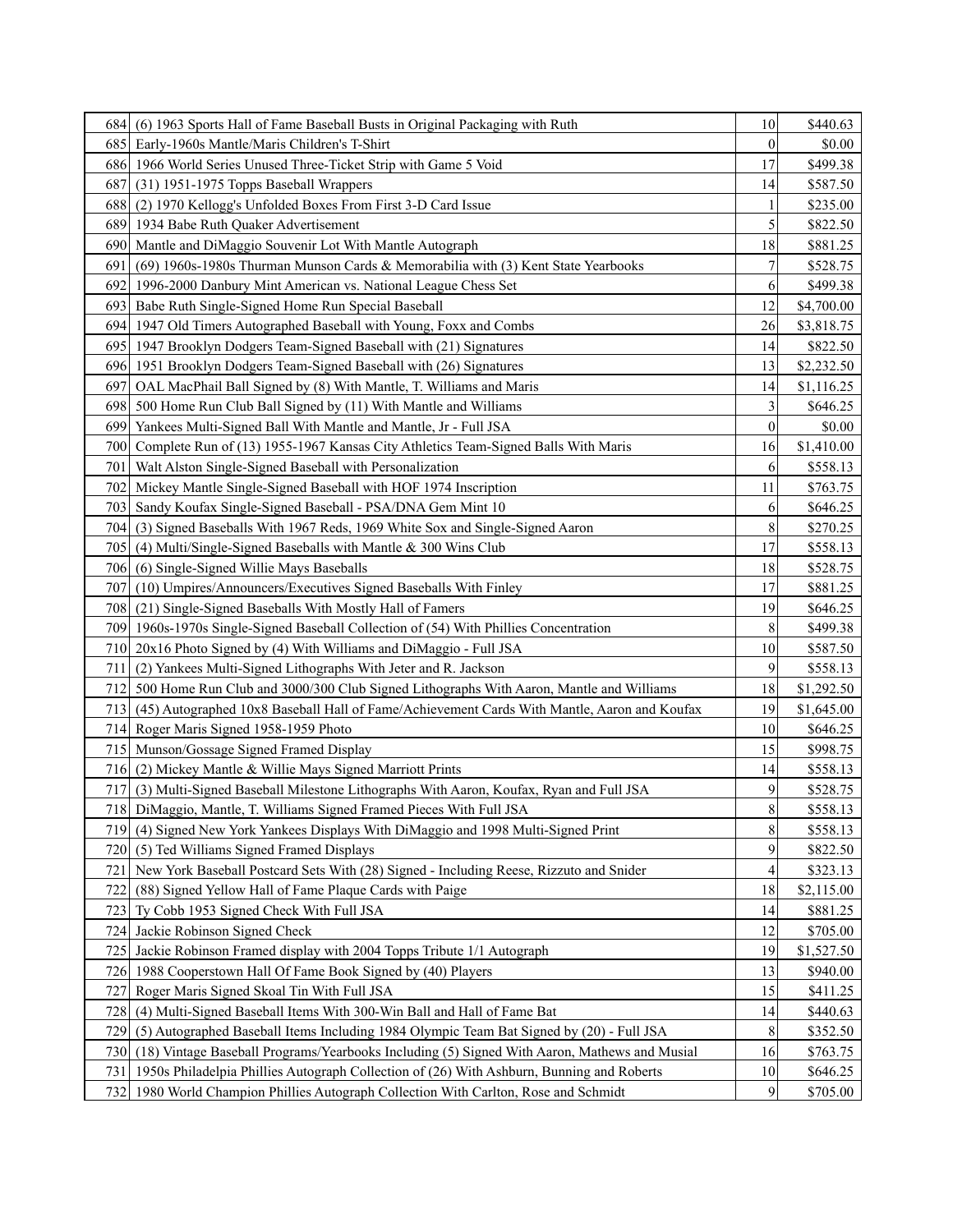| | | | |
|---|---|---|---|
| 684 | (6) 1963 Sports Hall of Fame Baseball Busts in Original Packaging with Ruth | 10 | $440.63 |
| 685 | Early-1960s Mantle/Maris Children's T-Shirt | 0 | $0.00 |
| 686 | 1966 World Series Unused Three-Ticket Strip with Game 5 Void | 17 | $499.38 |
| 687 | (31) 1951-1975 Topps Baseball Wrappers | 14 | $587.50 |
| 688 | (2) 1970 Kellogg's Unfolded Boxes From First 3-D Card Issue | 1 | $235.00 |
| 689 | 1934 Babe Ruth Quaker Advertisement | 5 | $822.50 |
| 690 | Mantle and DiMaggio Souvenir Lot With Mantle Autograph | 18 | $881.25 |
| 691 | (69) 1960s-1980s Thurman Munson Cards & Memorabilia with (3) Kent State Yearbooks | 7 | $528.75 |
| 692 | 1996-2000 Danbury Mint American vs. National League Chess Set | 6 | $499.38 |
| 693 | Babe Ruth Single-Signed Home Run Special Baseball | 12 | $4,700.00 |
| 694 | 1947 Old Timers Autographed Baseball with Young, Foxx and Combs | 26 | $3,818.75 |
| 695 | 1947 Brooklyn Dodgers Team-Signed Baseball with (21) Signatures | 14 | $822.50 |
| 696 | 1951 Brooklyn Dodgers Team-Signed Baseball with (26) Signatures | 13 | $2,232.50 |
| 697 | OAL MacPhail Ball Signed by (8) With Mantle, T. Williams and Maris | 14 | $1,116.25 |
| 698 | 500 Home Run Club Ball Signed by (11) With Mantle and Williams | 3 | $646.25 |
| 699 | Yankees Multi-Signed Ball With Mantle and Mantle, Jr - Full JSA | 0 | $0.00 |
| 700 | Complete Run of (13) 1955-1967 Kansas City Athletics Team-Signed Balls With Maris | 16 | $1,410.00 |
| 701 | Walt Alston Single-Signed Baseball with Personalization | 6 | $558.13 |
| 702 | Mickey Mantle Single-Signed Baseball with HOF 1974 Inscription | 11 | $763.75 |
| 703 | Sandy Koufax Single-Signed Baseball - PSA/DNA Gem Mint 10 | 6 | $646.25 |
| 704 | (3) Signed Baseballs With 1967 Reds, 1969 White Sox and Single-Signed Aaron | 8 | $270.25 |
| 705 | (4) Multi/Single-Signed Baseballs with Mantle & 300 Wins Club | 17 | $558.13 |
| 706 | (6) Single-Signed Willie Mays Baseballs | 18 | $528.75 |
| 707 | (10) Umpires/Announcers/Executives Signed Baseballs With Finley | 17 | $881.25 |
| 708 | (21) Single-Signed Baseballs With Mostly Hall of Famers | 19 | $646.25 |
| 709 | 1960s-1970s Single-Signed Baseball Collection of (54) With Phillies Concentration | 8 | $499.38 |
| 710 | 20x16 Photo Signed by (4) With Williams and DiMaggio - Full JSA | 10 | $587.50 |
| 711 | (2) Yankees Multi-Signed Lithographs With Jeter and R. Jackson | 9 | $558.13 |
| 712 | 500 Home Run Club and 3000/300 Club Signed Lithographs With Aaron, Mantle and Williams | 18 | $1,292.50 |
| 713 | (45) Autographed 10x8 Baseball Hall of Fame/Achievement Cards With Mantle, Aaron and Koufax | 19 | $1,645.00 |
| 714 | Roger Maris Signed 1958-1959 Photo | 10 | $646.25 |
| 715 | Munson/Gossage Signed Framed Display | 15 | $998.75 |
| 716 | (2) Mickey Mantle & Willie Mays Signed Marriott Prints | 14 | $558.13 |
| 717 | (3) Multi-Signed Baseball Milestone Lithographs With Aaron, Koufax, Ryan and Full JSA | 9 | $528.75 |
| 718 | DiMaggio, Mantle, T. Williams Signed Framed Pieces With Full JSA | 8 | $558.13 |
| 719 | (4) Signed New York Yankees Displays With DiMaggio and 1998 Multi-Signed Print | 8 | $558.13 |
| 720 | (5) Ted Williams Signed Framed Displays | 9 | $822.50 |
| 721 | New York Baseball Postcard Sets With (28) Signed - Including Reese, Rizzuto and Snider | 4 | $323.13 |
| 722 | (88) Signed Yellow Hall of Fame Plaque Cards with Paige | 18 | $2,115.00 |
| 723 | Ty Cobb 1953 Signed Check With Full JSA | 14 | $881.25 |
| 724 | Jackie Robinson Signed Check | 12 | $705.00 |
| 725 | Jackie Robinson Framed display with 2004 Topps Tribute 1/1 Autograph | 19 | $1,527.50 |
| 726 | 1988 Cooperstown Hall Of Fame Book Signed by (40) Players | 13 | $940.00 |
| 727 | Roger Maris Signed Skoal Tin With Full JSA | 15 | $411.25 |
| 728 | (4) Multi-Signed Baseball Items With 300-Win Ball and Hall of Fame Bat | 14 | $440.63 |
| 729 | (5) Autographed Baseball Items Including 1984 Olympic Team Bat Signed by (20) - Full JSA | 8 | $352.50 |
| 730 | (18) Vintage Baseball Programs/Yearbooks Including (5) Signed With Aaron, Mathews and Musial | 16 | $763.75 |
| 731 | 1950s Philadelphia Phillies Autograph Collection of (26) With Ashburn, Bunning and Roberts | 10 | $646.25 |
| 732 | 1980 World Champion Phillies Autograph Collection With Carlton, Rose and Schmidt | 9 | $705.00 |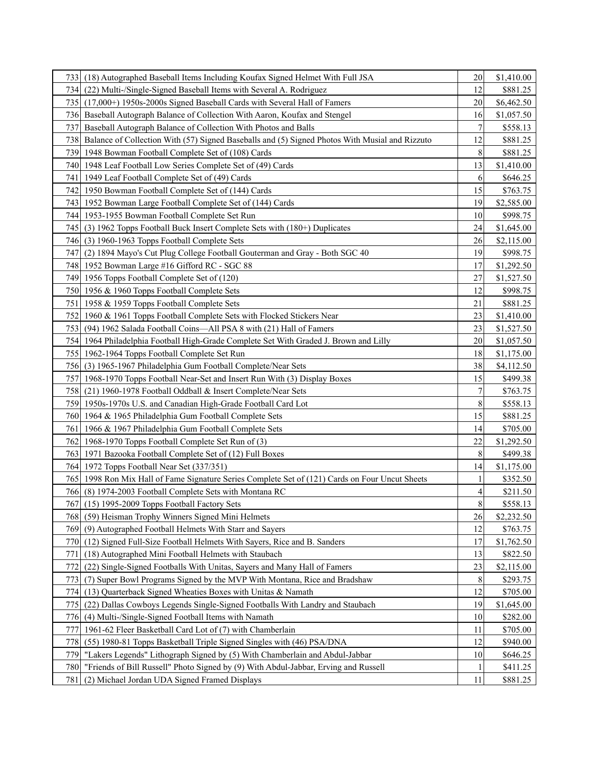| | | | |
|---|---|---|---|
| 733 | (18) Autographed Baseball Items Including Koufax Signed Helmet With Full JSA | 20 | $1,410.00 |
| 734 | (22) Multi-/Single-Signed Baseball Items with Several A. Rodriguez | 12 | $881.25 |
| 735 | (17,000+) 1950s-2000s Signed Baseball Cards with Several Hall of Famers | 20 | $6,462.50 |
| 736 | Baseball Autograph Balance of Collection With Aaron, Koufax and Stengel | 16 | $1,057.50 |
| 737 | Baseball Autograph Balance of Collection With Photos and Balls | 7 | $558.13 |
| 738 | Balance of Collection With (57) Signed Baseballs and (5) Signed Photos With Musial and Rizzuto | 12 | $881.25 |
| 739 | 1948 Bowman Football Complete Set of (108) Cards | 8 | $881.25 |
| 740 | 1948 Leaf Football Low Series Complete Set of (49) Cards | 13 | $1,410.00 |
| 741 | 1949 Leaf Football Complete Set of (49) Cards | 6 | $646.25 |
| 742 | 1950 Bowman Football Complete Set of (144) Cards | 15 | $763.75 |
| 743 | 1952 Bowman Large Football Complete Set of (144) Cards | 19 | $2,585.00 |
| 744 | 1953-1955 Bowman Football Complete Set Run | 10 | $998.75 |
| 745 | (3) 1962 Topps Football Buck Insert Complete Sets with (180+) Duplicates | 24 | $1,645.00 |
| 746 | (3) 1960-1963 Topps Football Complete Sets | 26 | $2,115.00 |
| 747 | (2) 1894 Mayo's Cut Plug College Football Gouterman and Gray - Both SGC 40 | 19 | $998.75 |
| 748 | 1952 Bowman Large #16 Gifford RC - SGC 88 | 17 | $1,292.50 |
| 749 | 1956 Topps Football Complete Set of (120) | 27 | $1,527.50 |
| 750 | 1956 & 1960 Topps Football Complete Sets | 12 | $998.75 |
| 751 | 1958 & 1959 Topps Football Complete Sets | 21 | $881.25 |
| 752 | 1960 & 1961 Topps Football Complete Sets with Flocked Stickers Near | 23 | $1,410.00 |
| 753 | (94) 1962 Salada Football Coins—All PSA 8 with (21) Hall of Famers | 23 | $1,527.50 |
| 754 | 1964 Philadelphia Football High-Grade Complete Set With Graded J. Brown and Lilly | 20 | $1,057.50 |
| 755 | 1962-1964 Topps Football Complete Set Run | 18 | $1,175.00 |
| 756 | (3) 1965-1967 Philadelphia Gum Football Complete/Near Sets | 38 | $4,112.50 |
| 757 | 1968-1970 Topps Football Near-Set and Insert Run With (3) Display Boxes | 15 | $499.38 |
| 758 | (21) 1960-1978 Football Oddball & Insert Complete/Near Sets | 7 | $763.75 |
| 759 | 1950s-1970s U.S. and Canadian High-Grade Football Card Lot | 8 | $558.13 |
| 760 | 1964 & 1965 Philadelphia Gum Football Complete Sets | 15 | $881.25 |
| 761 | 1966 & 1967 Philadelphia Gum Football Complete Sets | 14 | $705.00 |
| 762 | 1968-1970 Topps Football Complete Set Run of (3) | 22 | $1,292.50 |
| 763 | 1971 Bazooka Football Complete Set of (12) Full Boxes | 8 | $499.38 |
| 764 | 1972 Topps Football Near Set (337/351) | 14 | $1,175.00 |
| 765 | 1998 Ron Mix Hall of Fame Signature Series Complete Set of (121) Cards on Four Uncut Sheets | 1 | $352.50 |
| 766 | (8) 1974-2003 Football Complete Sets with Montana RC | 4 | $211.50 |
| 767 | (15) 1995-2009 Topps Football Factory Sets | 8 | $558.13 |
| 768 | (59) Heisman Trophy Winners Signed Mini Helmets | 26 | $2,232.50 |
| 769 | (9) Autographed Football Helmets With Starr and Sayers | 12 | $763.75 |
| 770 | (12) Signed Full-Size Football Helmets With Sayers, Rice and B. Sanders | 17 | $1,762.50 |
| 771 | (18) Autographed Mini Football Helmets with Staubach | 13 | $822.50 |
| 772 | (22) Single-Signed Footballs With Unitas, Sayers and Many Hall of Famers | 23 | $2,115.00 |
| 773 | (7) Super Bowl Programs Signed by the MVP With Montana, Rice and Bradshaw | 8 | $293.75 |
| 774 | (13) Quarterback Signed Wheaties Boxes with Unitas & Namath | 12 | $705.00 |
| 775 | (22) Dallas Cowboys Legends Single-Signed Footballs With Landry and Staubach | 19 | $1,645.00 |
| 776 | (4) Multi-/Single-Signed Football Items with Namath | 10 | $282.00 |
| 777 | 1961-62 Fleer Basketball Card Lot of (7) with Chamberlain | 11 | $705.00 |
| 778 | (55) 1980-81 Topps Basketball Triple Signed Singles with (46) PSA/DNA | 12 | $940.00 |
| 779 | "Lakers Legends" Lithograph Signed by (5) With Chamberlain and Abdul-Jabbar | 10 | $646.25 |
| 780 | "Friends of Bill Russell" Photo Signed by (9) With Abdul-Jabbar, Erving and Russell | 1 | $411.25 |
| 781 | (2) Michael Jordan UDA Signed Framed Displays | 11 | $881.25 |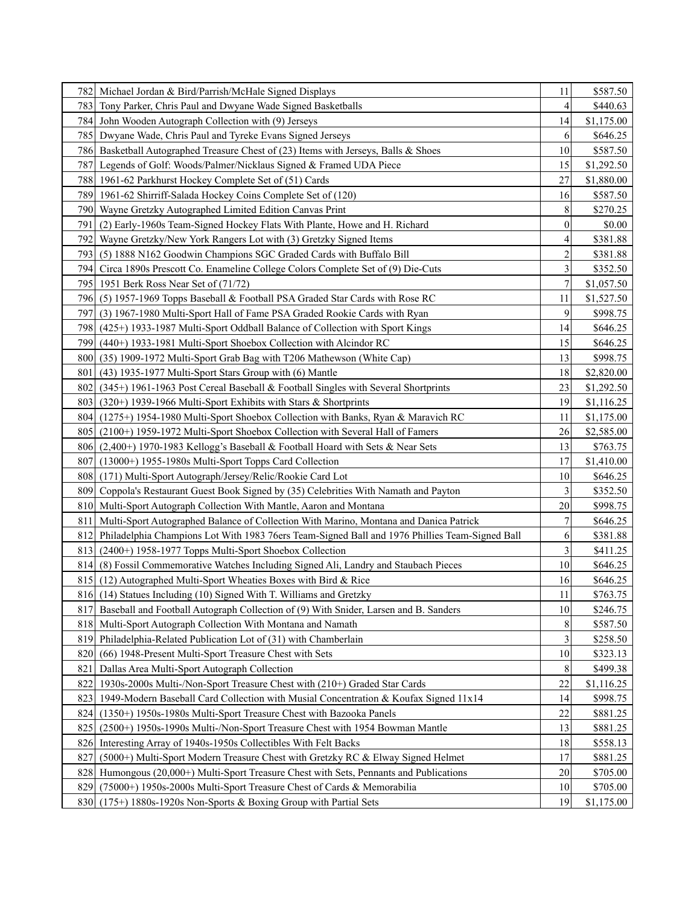| | | | |
|---|---|---|---|
| 782 | Michael Jordan & Bird/Parrish/McHale Signed Displays | 11 | $587.50 |
| 783 | Tony Parker, Chris Paul and Dwyane Wade Signed Basketballs | 4 | $440.63 |
| 784 | John Wooden Autograph Collection with (9) Jerseys | 14 | $1,175.00 |
| 785 | Dwyane Wade, Chris Paul and Tyreke Evans Signed Jerseys | 6 | $646.25 |
| 786 | Basketball Autographed Treasure Chest of (23) Items with Jerseys, Balls & Shoes | 10 | $587.50 |
| 787 | Legends of Golf: Woods/Palmer/Nicklaus Signed & Framed UDA Piece | 15 | $1,292.50 |
| 788 | 1961-62 Parkhurst Hockey Complete Set of (51) Cards | 27 | $1,880.00 |
| 789 | 1961-62 Shirriff-Salada Hockey Coins Complete Set of (120) | 16 | $587.50 |
| 790 | Wayne Gretzky Autographed Limited Edition Canvas Print | 8 | $270.25 |
| 791 | (2) Early-1960s Team-Signed Hockey Flats With Plante, Howe and H. Richard | 0 | $0.00 |
| 792 | Wayne Gretzky/New York Rangers Lot with (3) Gretzky Signed Items | 4 | $381.88 |
| 793 | (5) 1888 N162 Goodwin Champions SGC Graded Cards with Buffalo Bill | 2 | $381.88 |
| 794 | Circa 1890s Prescott Co. Enameline College Colors Complete Set of (9) Die-Cuts | 3 | $352.50 |
| 795 | 1951 Berk Ross Near Set of (71/72) | 7 | $1,057.50 |
| 796 | (5) 1957-1969 Topps Baseball & Football PSA Graded Star Cards with Rose RC | 11 | $1,527.50 |
| 797 | (3) 1967-1980 Multi-Sport Hall of Fame PSA Graded Rookie Cards with Ryan | 9 | $998.75 |
| 798 | (425+) 1933-1987 Multi-Sport Oddball Balance of Collection with Sport Kings | 14 | $646.25 |
| 799 | (440+) 1933-1981 Multi-Sport Shoebox Collection with Alcindor RC | 15 | $646.25 |
| 800 | (35) 1909-1972 Multi-Sport Grab Bag with T206 Mathewson (White Cap) | 13 | $998.75 |
| 801 | (43) 1935-1977 Multi-Sport Stars Group with (6) Mantle | 18 | $2,820.00 |
| 802 | (345+) 1961-1963 Post Cereal Baseball & Football Singles with Several Shortprints | 23 | $1,292.50 |
| 803 | (320+) 1939-1966 Multi-Sport Exhibits with Stars & Shortprints | 19 | $1,116.25 |
| 804 | (1275+) 1954-1980 Multi-Sport Shoebox Collection with Banks, Ryan & Maravich RC | 11 | $1,175.00 |
| 805 | (2100+) 1959-1972 Multi-Sport Shoebox Collection with Several Hall of Famers | 26 | $2,585.00 |
| 806 | (2,400+) 1970-1983 Kellogg's Baseball & Football Hoard with Sets & Near Sets | 13 | $763.75 |
| 807 | (13000+) 1955-1980s Multi-Sport Topps Card Collection | 17 | $1,410.00 |
| 808 | (171) Multi-Sport Autograph/Jersey/Relic/Rookie Card Lot | 10 | $646.25 |
| 809 | Coppola's Restaurant Guest Book Signed by (35) Celebrities With Namath and Payton | 3 | $352.50 |
| 810 | Multi-Sport Autograph Collection With Mantle, Aaron and Montana | 20 | $998.75 |
| 811 | Multi-Sport Autographed Balance of Collection With Marino, Montana and Danica Patrick | 7 | $646.25 |
| 812 | Philadelphia Champions Lot With 1983 76ers Team-Signed Ball and 1976 Phillies Team-Signed Ball | 6 | $381.88 |
| 813 | (2400+) 1958-1977 Topps Multi-Sport Shoebox Collection | 3 | $411.25 |
| 814 | (8) Fossil Commemorative Watches Including Signed Ali, Landry and Staubach Pieces | 10 | $646.25 |
| 815 | (12) Autographed Multi-Sport Wheaties Boxes with Bird & Rice | 16 | $646.25 |
| 816 | (14) Statues Including (10) Signed With T. Williams and Gretzky | 11 | $763.75 |
| 817 | Baseball and Football Autograph Collection of (9) With Snider, Larsen and B. Sanders | 10 | $246.75 |
| 818 | Multi-Sport Autograph Collection With Montana and Namath | 8 | $587.50 |
| 819 | Philadelphia-Related Publication Lot of (31) with Chamberlain | 3 | $258.50 |
| 820 | (66) 1948-Present Multi-Sport Treasure Chest with Sets | 10 | $323.13 |
| 821 | Dallas Area Multi-Sport Autograph Collection | 8 | $499.38 |
| 822 | 1930s-2000s Multi-/Non-Sport Treasure Chest with (210+) Graded Star Cards | 22 | $1,116.25 |
| 823 | 1949-Modern Baseball Card Collection with Musial Concentration & Koufax Signed 11x14 | 14 | $998.75 |
| 824 | (1350+) 1950s-1980s Multi-Sport Treasure Chest with Bazooka Panels | 22 | $881.25 |
| 825 | (2500+) 1950s-1990s Multi-/Non-Sport Treasure Chest with 1954 Bowman Mantle | 13 | $881.25 |
| 826 | Interesting Array of 1940s-1950s Collectibles With Felt Backs | 18 | $558.13 |
| 827 | (5000+) Multi-Sport Modern Treasure Chest with Gretzky RC & Elway Signed Helmet | 17 | $881.25 |
| 828 | Humongous (20,000+) Multi-Sport Treasure Chest with Sets, Pennants and Publications | 20 | $705.00 |
| 829 | (75000+) 1950s-2000s Multi-Sport Treasure Chest of Cards & Memorabilia | 10 | $705.00 |
| 830 | (175+) 1880s-1920s Non-Sports & Boxing Group with Partial Sets | 19 | $1,175.00 |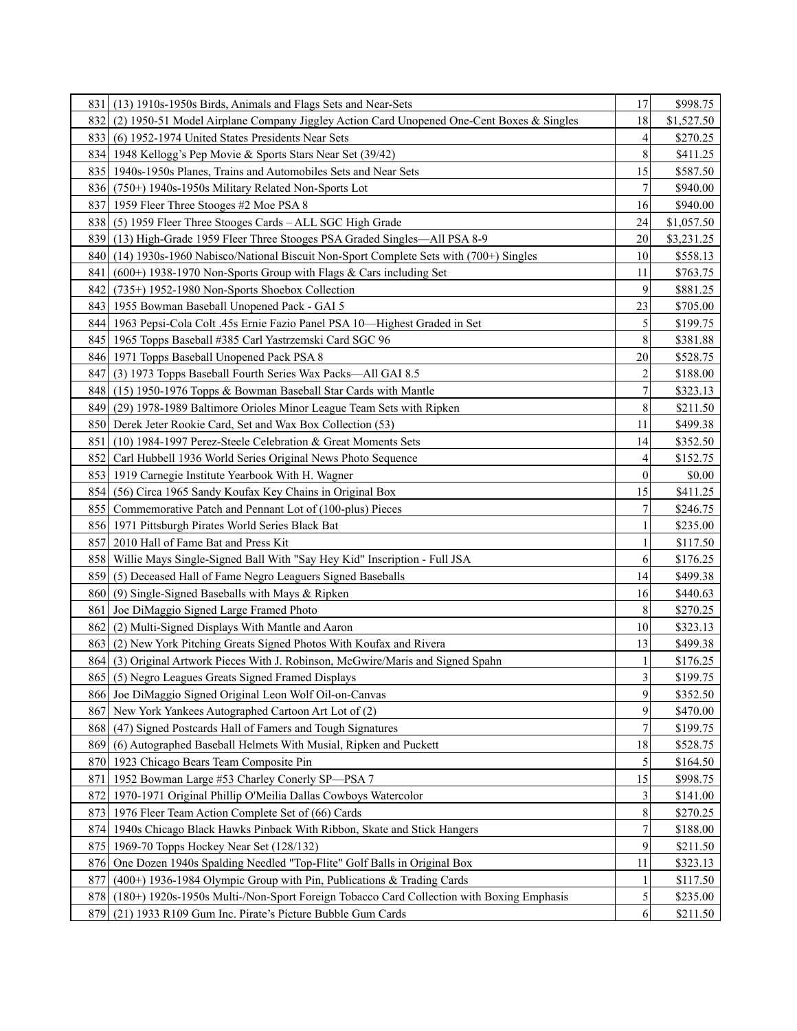| | | | |
|---|---|---|---|
| 831 | (13) 1910s-1950s Birds, Animals and Flags Sets and Near-Sets | 17 | $998.75 |
| 832 | (2) 1950-51 Model Airplane Company Jiggley Action Card Unopened One-Cent Boxes & Singles | 18 | $1,527.50 |
| 833 | (6) 1952-1974 United States Presidents Near Sets | 4 | $270.25 |
| 834 | 1948 Kellogg's Pep Movie & Sports Stars Near Set (39/42) | 8 | $411.25 |
| 835 | 1940s-1950s Planes, Trains and Automobiles Sets and Near Sets | 15 | $587.50 |
| 836 | (750+) 1940s-1950s Military Related Non-Sports Lot | 7 | $940.00 |
| 837 | 1959 Fleer Three Stooges #2 Moe PSA 8 | 16 | $940.00 |
| 838 | (5) 1959 Fleer Three Stooges Cards – ALL SGC High Grade | 24 | $1,057.50 |
| 839 | (13) High-Grade 1959 Fleer Three Stooges PSA Graded Singles—All PSA 8-9 | 20 | $3,231.25 |
| 840 | (14) 1930s-1960 Nabisco/National Biscuit Non-Sport Complete Sets with (700+) Singles | 10 | $558.13 |
| 841 | (600+) 1938-1970 Non-Sports Group with Flags & Cars including Set | 11 | $763.75 |
| 842 | (735+) 1952-1980 Non-Sports Shoebox Collection | 9 | $881.25 |
| 843 | 1955 Bowman Baseball Unopened Pack - GAI 5 | 23 | $705.00 |
| 844 | 1963 Pepsi-Cola Colt .45s Ernie Fazio Panel PSA 10—Highest Graded in Set | 5 | $199.75 |
| 845 | 1965 Topps Baseball #385 Carl Yastrzemski Card SGC 96 | 8 | $381.88 |
| 846 | 1971 Topps Baseball Unopened Pack PSA 8 | 20 | $528.75 |
| 847 | (3) 1973 Topps Baseball Fourth Series Wax Packs—All GAI 8.5 | 2 | $188.00 |
| 848 | (15) 1950-1976 Topps & Bowman Baseball Star Cards with Mantle | 7 | $323.13 |
| 849 | (29) 1978-1989 Baltimore Orioles Minor League Team Sets with Ripken | 8 | $211.50 |
| 850 | Derek Jeter Rookie Card, Set and Wax Box Collection (53) | 11 | $499.38 |
| 851 | (10) 1984-1997 Perez-Steele Celebration & Great Moments Sets | 14 | $352.50 |
| 852 | Carl Hubbell 1936 World Series Original News Photo Sequence | 4 | $152.75 |
| 853 | 1919 Carnegie Institute Yearbook With H. Wagner | 0 | $0.00 |
| 854 | (56) Circa 1965 Sandy Koufax Key Chains in Original Box | 15 | $411.25 |
| 855 | Commemorative Patch and Pennant Lot of (100-plus) Pieces | 7 | $246.75 |
| 856 | 1971 Pittsburgh Pirates World Series Black Bat | 1 | $235.00 |
| 857 | 2010 Hall of Fame Bat and Press Kit | 1 | $117.50 |
| 858 | Willie Mays Single-Signed Ball With "Say Hey Kid" Inscription - Full JSA | 6 | $176.25 |
| 859 | (5) Deceased Hall of Fame Negro Leaguers Signed Baseballs | 14 | $499.38 |
| 860 | (9) Single-Signed Baseballs with Mays & Ripken | 16 | $440.63 |
| 861 | Joe DiMaggio Signed Large Framed Photo | 8 | $270.25 |
| 862 | (2) Multi-Signed Displays With Mantle and Aaron | 10 | $323.13 |
| 863 | (2) New York Pitching Greats Signed Photos With Koufax and Rivera | 13 | $499.38 |
| 864 | (3) Original Artwork Pieces With J. Robinson, McGwire/Maris and Signed Spahn | 1 | $176.25 |
| 865 | (5) Negro Leagues Greats Signed Framed Displays | 3 | $199.75 |
| 866 | Joe DiMaggio Signed Original Leon Wolf Oil-on-Canvas | 9 | $352.50 |
| 867 | New York Yankees Autographed Cartoon Art Lot of (2) | 9 | $470.00 |
| 868 | (47) Signed Postcards Hall of Famers and Tough Signatures | 7 | $199.75 |
| 869 | (6) Autographed Baseball Helmets With Musial, Ripken and Puckett | 18 | $528.75 |
| 870 | 1923 Chicago Bears Team Composite Pin | 5 | $164.50 |
| 871 | 1952 Bowman Large #53 Charley Conerly SP—PSA 7 | 15 | $998.75 |
| 872 | 1970-1971 Original Phillip O'Meilia Dallas Cowboys Watercolor | 3 | $141.00 |
| 873 | 1976 Fleer Team Action Complete Set of (66) Cards | 8 | $270.25 |
| 874 | 1940s Chicago Black Hawks Pinback With Ribbon, Skate and Stick Hangers | 7 | $188.00 |
| 875 | 1969-70 Topps Hockey Near Set (128/132) | 9 | $211.50 |
| 876 | One Dozen 1940s Spalding Needled "Top-Flite" Golf Balls in Original Box | 11 | $323.13 |
| 877 | (400+) 1936-1984 Olympic Group with Pin, Publications & Trading Cards | 1 | $117.50 |
| 878 | (180+) 1920s-1950s Multi-/Non-Sport Foreign Tobacco Card Collection with Boxing Emphasis | 5 | $235.00 |
| 879 | (21) 1933 R109 Gum Inc. Pirate's Picture Bubble Gum Cards | 6 | $211.50 |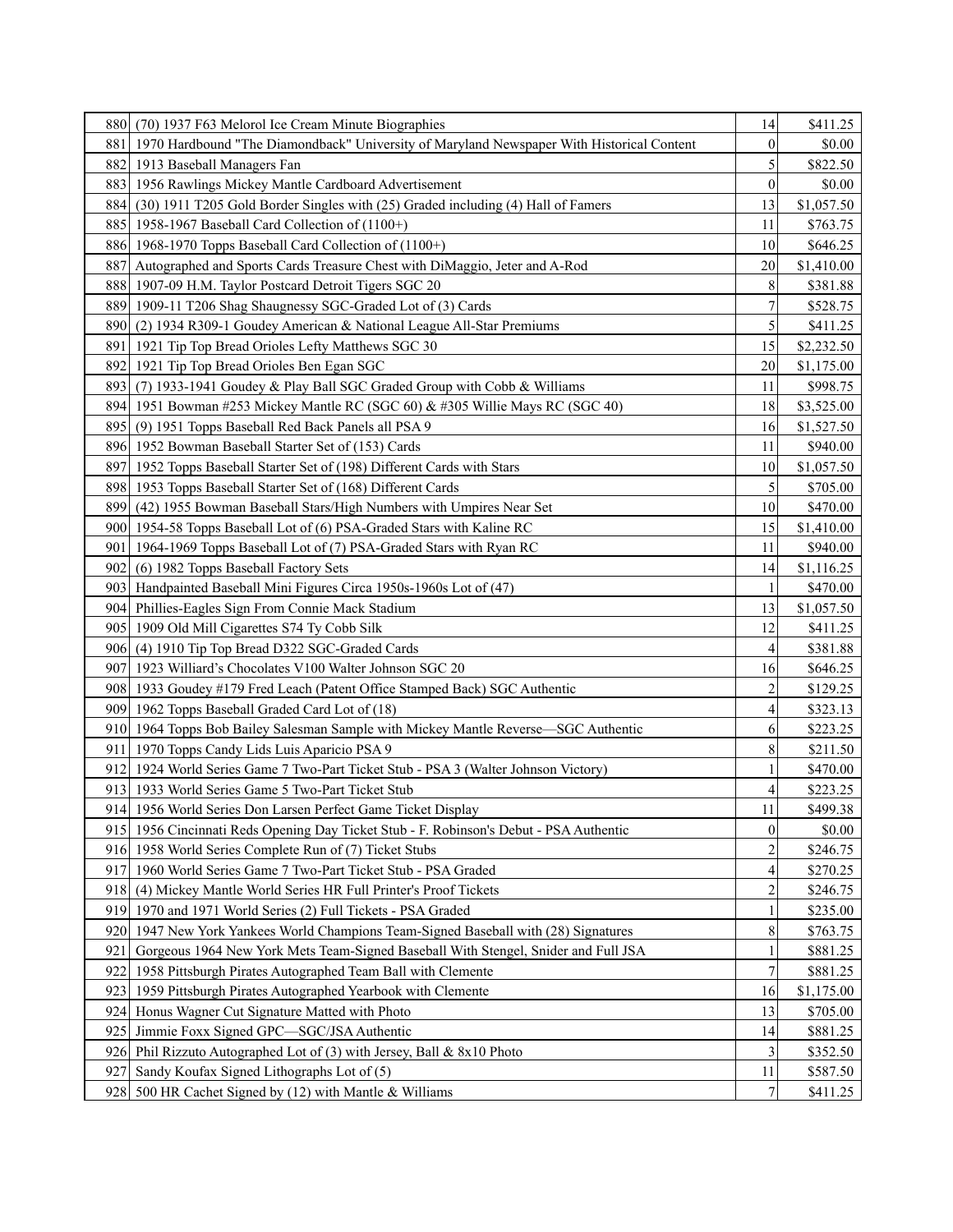| | | | |
|---|---|---|---|
| 880 | (70) 1937 F63 Melorol Ice Cream Minute Biographies | 14 | $411.25 |
| 881 | 1970 Hardbound "The Diamondback" University of Maryland Newspaper With Historical Content | 0 | $0.00 |
| 882 | 1913 Baseball Managers Fan | 5 | $822.50 |
| 883 | 1956 Rawlings Mickey Mantle Cardboard Advertisement | 0 | $0.00 |
| 884 | (30) 1911 T205 Gold Border Singles with (25) Graded including (4) Hall of Famers | 13 | $1,057.50 |
| 885 | 1958-1967 Baseball Card Collection of (1100+) | 11 | $763.75 |
| 886 | 1968-1970 Topps Baseball Card Collection of (1100+) | 10 | $646.25 |
| 887 | Autographed and Sports Cards Treasure Chest with DiMaggio, Jeter and A-Rod | 20 | $1,410.00 |
| 888 | 1907-09 H.M. Taylor Postcard Detroit Tigers SGC 20 | 8 | $381.88 |
| 889 | 1909-11 T206 Shag Shaugnessy SGC-Graded Lot of (3) Cards | 7 | $528.75 |
| 890 | (2) 1934 R309-1 Goudey American & National League All-Star Premiums | 5 | $411.25 |
| 891 | 1921 Tip Top Bread Orioles Lefty Matthews SGC 30 | 15 | $2,232.50 |
| 892 | 1921 Tip Top Bread Orioles Ben Egan SGC | 20 | $1,175.00 |
| 893 | (7) 1933-1941 Goudey & Play Ball SGC Graded Group with Cobb & Williams | 11 | $998.75 |
| 894 | 1951 Bowman #253 Mickey Mantle RC (SGC 60) & #305 Willie Mays RC (SGC 40) | 18 | $3,525.00 |
| 895 | (9) 1951 Topps Baseball Red Back Panels all PSA 9 | 16 | $1,527.50 |
| 896 | 1952 Bowman Baseball Starter Set of (153) Cards | 11 | $940.00 |
| 897 | 1952 Topps Baseball Starter Set of (198) Different Cards with Stars | 10 | $1,057.50 |
| 898 | 1953 Topps Baseball Starter Set of (168) Different Cards | 5 | $705.00 |
| 899 | (42) 1955 Bowman Baseball Stars/High Numbers with Umpires Near Set | 10 | $470.00 |
| 900 | 1954-58 Topps Baseball Lot of (6) PSA-Graded Stars with Kaline RC | 15 | $1,410.00 |
| 901 | 1964-1969 Topps Baseball Lot of (7) PSA-Graded Stars with Ryan RC | 11 | $940.00 |
| 902 | (6) 1982 Topps Baseball Factory Sets | 14 | $1,116.25 |
| 903 | Handpainted Baseball Mini Figures Circa 1950s-1960s Lot of (47) | 1 | $470.00 |
| 904 | Phillies-Eagles Sign From Connie Mack Stadium | 13 | $1,057.50 |
| 905 | 1909 Old Mill Cigarettes S74 Ty Cobb Silk | 12 | $411.25 |
| 906 | (4) 1910 Tip Top Bread D322 SGC-Graded Cards | 4 | $381.88 |
| 907 | 1923 Williard's Chocolates V100 Walter Johnson SGC 20 | 16 | $646.25 |
| 908 | 1933 Goudey #179 Fred Leach (Patent Office Stamped Back) SGC Authentic | 2 | $129.25 |
| 909 | 1962 Topps Baseball Graded Card Lot of (18) | 4 | $323.13 |
| 910 | 1964 Topps Bob Bailey Salesman Sample with Mickey Mantle Reverse—SGC Authentic | 6 | $223.25 |
| 911 | 1970 Topps Candy Lids Luis Aparicio PSA 9 | 8 | $211.50 |
| 912 | 1924 World Series Game 7 Two-Part Ticket Stub - PSA 3 (Walter Johnson Victory) | 1 | $470.00 |
| 913 | 1933 World Series Game 5 Two-Part Ticket Stub | 4 | $223.25 |
| 914 | 1956 World Series Don Larsen Perfect Game Ticket Display | 11 | $499.38 |
| 915 | 1956 Cincinnati Reds Opening Day Ticket Stub - F. Robinson's Debut - PSA Authentic | 0 | $0.00 |
| 916 | 1958 World Series Complete Run of (7) Ticket Stubs | 2 | $246.75 |
| 917 | 1960 World Series Game 7 Two-Part Ticket Stub - PSA Graded | 4 | $270.25 |
| 918 | (4) Mickey Mantle World Series HR Full Printer's Proof Tickets | 2 | $246.75 |
| 919 | 1970 and 1971 World Series (2) Full Tickets - PSA Graded | 1 | $235.00 |
| 920 | 1947 New York Yankees World Champions Team-Signed Baseball with (28) Signatures | 8 | $763.75 |
| 921 | Gorgeous 1964 New York Mets Team-Signed Baseball With Stengel, Snider and Full JSA | 1 | $881.25 |
| 922 | 1958 Pittsburgh Pirates Autographed Team Ball with Clemente | 7 | $881.25 |
| 923 | 1959 Pittsburgh Pirates Autographed Yearbook with Clemente | 16 | $1,175.00 |
| 924 | Honus Wagner Cut Signature Matted with Photo | 13 | $705.00 |
| 925 | Jimmie Foxx Signed GPC—SGC/JSA Authentic | 14 | $881.25 |
| 926 | Phil Rizzuto Autographed Lot of (3) with Jersey, Ball & 8x10 Photo | 3 | $352.50 |
| 927 | Sandy Koufax Signed Lithographs Lot of (5) | 11 | $587.50 |
| 928 | 500 HR Cachet Signed by (12) with Mantle & Williams | 7 | $411.25 |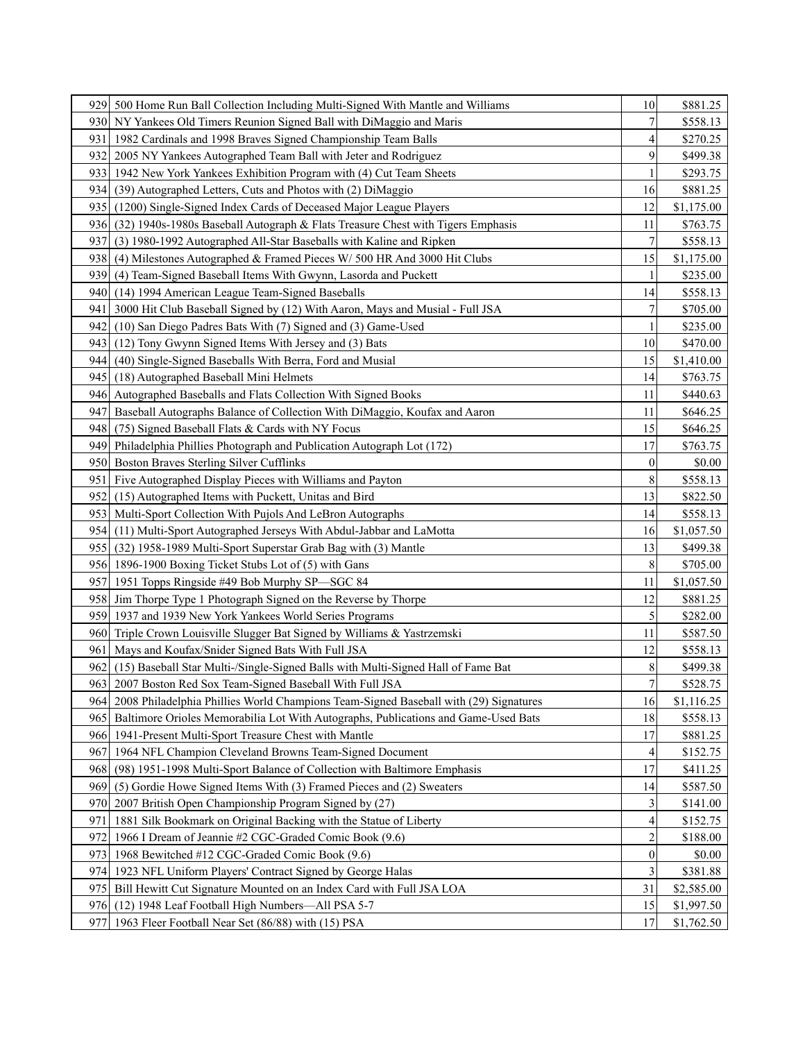| | | | |
|---|---|---|---|
| 929 | 500 Home Run Ball Collection Including Multi-Signed With Mantle and Williams | 10 | $881.25 |
| 930 | NY Yankees Old Timers Reunion Signed Ball with DiMaggio and Maris | 7 | $558.13 |
| 931 | 1982 Cardinals and 1998 Braves Signed Championship Team Balls | 4 | $270.25 |
| 932 | 2005 NY Yankees Autographed Team Ball with Jeter and Rodriguez | 9 | $499.38 |
| 933 | 1942 New York Yankees Exhibition Program with (4) Cut Team Sheets | 1 | $293.75 |
| 934 | (39) Autographed Letters, Cuts and Photos with (2) DiMaggio | 16 | $881.25 |
| 935 | (1200) Single-Signed Index Cards of Deceased Major League Players | 12 | $1,175.00 |
| 936 | (32) 1940s-1980s Baseball Autograph & Flats Treasure Chest with Tigers Emphasis | 11 | $763.75 |
| 937 | (3) 1980-1992 Autographed All-Star Baseballs with Kaline and Ripken | 7 | $558.13 |
| 938 | (4) Milestones Autographed & Framed Pieces W/ 500 HR And 3000 Hit Clubs | 15 | $1,175.00 |
| 939 | (4) Team-Signed Baseball Items With Gwynn, Lasorda and Puckett | 1 | $235.00 |
| 940 | (14) 1994 American League Team-Signed Baseballs | 14 | $558.13 |
| 941 | 3000 Hit Club Baseball Signed by (12) With Aaron, Mays and Musial - Full JSA | 7 | $705.00 |
| 942 | (10) San Diego Padres Bats With (7) Signed and (3) Game-Used | 1 | $235.00 |
| 943 | (12) Tony Gwynn Signed Items With Jersey and (3) Bats | 10 | $470.00 |
| 944 | (40) Single-Signed Baseballs With Berra, Ford and Musial | 15 | $1,410.00 |
| 945 | (18) Autographed Baseball Mini Helmets | 14 | $763.75 |
| 946 | Autographed Baseballs and Flats Collection With Signed Books | 11 | $440.63 |
| 947 | Baseball Autographs Balance of Collection With DiMaggio, Koufax and Aaron | 11 | $646.25 |
| 948 | (75) Signed Baseball Flats & Cards with NY Focus | 15 | $646.25 |
| 949 | Philadelphia Phillies Photograph and Publication Autograph Lot (172) | 17 | $763.75 |
| 950 | Boston Braves Sterling Silver Cufflinks | 0 | $0.00 |
| 951 | Five Autographed Display Pieces with Williams and Payton | 8 | $558.13 |
| 952 | (15) Autographed Items with Puckett, Unitas and Bird | 13 | $822.50 |
| 953 | Multi-Sport Collection With Pujols And LeBron Autographs | 14 | $558.13 |
| 954 | (11) Multi-Sport Autographed Jerseys With Abdul-Jabbar and LaMotta | 16 | $1,057.50 |
| 955 | (32) 1958-1989 Multi-Sport Superstar Grab Bag with (3) Mantle | 13 | $499.38 |
| 956 | 1896-1900 Boxing Ticket Stubs Lot of (5) with Gans | 8 | $705.00 |
| 957 | 1951 Topps Ringside #49 Bob Murphy SP—SGC 84 | 11 | $1,057.50 |
| 958 | Jim Thorpe Type 1 Photograph Signed on the Reverse by Thorpe | 12 | $881.25 |
| 959 | 1937 and 1939 New York Yankees World Series Programs | 5 | $282.00 |
| 960 | Triple Crown Louisville Slugger Bat Signed by Williams & Yastrzemski | 11 | $587.50 |
| 961 | Mays and Koufax/Snider Signed Bats With Full JSA | 12 | $558.13 |
| 962 | (15) Baseball Star Multi-/Single-Signed Balls with Multi-Signed Hall of Fame Bat | 8 | $499.38 |
| 963 | 2007 Boston Red Sox Team-Signed Baseball With Full JSA | 7 | $528.75 |
| 964 | 2008 Philadelphia Phillies World Champions Team-Signed Baseball with (29) Signatures | 16 | $1,116.25 |
| 965 | Baltimore Orioles Memorabilia Lot With Autographs, Publications and Game-Used Bats | 18 | $558.13 |
| 966 | 1941-Present Multi-Sport Treasure Chest with Mantle | 17 | $881.25 |
| 967 | 1964 NFL Champion Cleveland Browns Team-Signed Document | 4 | $152.75 |
| 968 | (98) 1951-1998 Multi-Sport Balance of Collection with Baltimore Emphasis | 17 | $411.25 |
| 969 | (5) Gordie Howe Signed Items With (3) Framed Pieces and (2) Sweaters | 14 | $587.50 |
| 970 | 2007 British Open Championship Program Signed by (27) | 3 | $141.00 |
| 971 | 1881 Silk Bookmark on Original Backing with the Statue of Liberty | 4 | $152.75 |
| 972 | 1966 I Dream of Jeannie #2 CGC-Graded Comic Book (9.6) | 2 | $188.00 |
| 973 | 1968 Bewitched #12 CGC-Graded Comic Book (9.6) | 0 | $0.00 |
| 974 | 1923 NFL Uniform Players' Contract Signed by George Halas | 3 | $381.88 |
| 975 | Bill Hewitt Cut Signature Mounted on an Index Card with Full JSA LOA | 31 | $2,585.00 |
| 976 | (12) 1948 Leaf Football High Numbers—All PSA 5-7 | 15 | $1,997.50 |
| 977 | 1963 Fleer Football Near Set (86/88) with (15) PSA | 17 | $1,762.50 |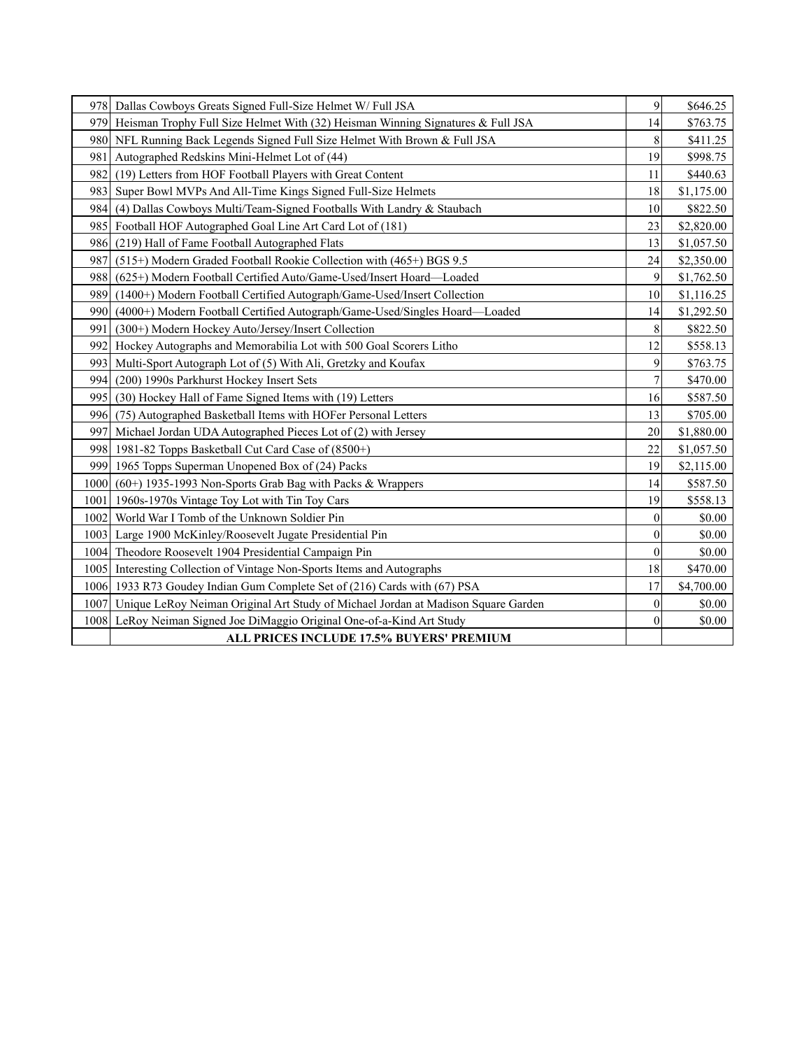| | | | |
|---|---|---|---|
| 978 | Dallas Cowboys Greats Signed Full-Size Helmet W/ Full JSA | 9 | $646.25 |
| 979 | Heisman Trophy Full Size Helmet With (32) Heisman Winning Signatures & Full JSA | 14 | $763.75 |
| 980 | NFL Running Back Legends Signed Full Size Helmet With Brown & Full JSA | 8 | $411.25 |
| 981 | Autographed Redskins Mini-Helmet Lot of (44) | 19 | $998.75 |
| 982 | (19) Letters from HOF Football Players with Great Content | 11 | $440.63 |
| 983 | Super Bowl MVPs And All-Time Kings Signed Full-Size Helmets | 18 | $1,175.00 |
| 984 | (4) Dallas Cowboys Multi/Team-Signed Footballs With Landry & Staubach | 10 | $822.50 |
| 985 | Football HOF Autographed Goal Line Art Card Lot of (181) | 23 | $2,820.00 |
| 986 | (219) Hall of Fame Football Autographed Flats | 13 | $1,057.50 |
| 987 | (515+) Modern Graded Football Rookie Collection with (465+) BGS 9.5 | 24 | $2,350.00 |
| 988 | (625+) Modern Football Certified Auto/Game-Used/Insert Hoard—Loaded | 9 | $1,762.50 |
| 989 | (1400+) Modern Football Certified Autograph/Game-Used/Insert Collection | 10 | $1,116.25 |
| 990 | (4000+) Modern Football Certified Autograph/Game-Used/Singles Hoard—Loaded | 14 | $1,292.50 |
| 991 | (300+) Modern Hockey Auto/Jersey/Insert Collection | 8 | $822.50 |
| 992 | Hockey Autographs and Memorabilia Lot with 500 Goal Scorers Litho | 12 | $558.13 |
| 993 | Multi-Sport Autograph Lot of (5) With Ali, Gretzky and Koufax | 9 | $763.75 |
| 994 | (200) 1990s Parkhurst Hockey Insert Sets | 7 | $470.00 |
| 995 | (30) Hockey Hall of Fame Signed Items with (19) Letters | 16 | $587.50 |
| 996 | (75) Autographed Basketball Items with HOFer Personal Letters | 13 | $705.00 |
| 997 | Michael Jordan UDA Autographed Pieces Lot of (2) with Jersey | 20 | $1,880.00 |
| 998 | 1981-82 Topps Basketball Cut Card Case of (8500+) | 22 | $1,057.50 |
| 999 | 1965 Topps Superman Unopened Box of (24) Packs | 19 | $2,115.00 |
| 1000 | (60+) 1935-1993 Non-Sports Grab Bag with Packs & Wrappers | 14 | $587.50 |
| 1001 | 1960s-1970s Vintage Toy Lot with Tin Toy Cars | 19 | $558.13 |
| 1002 | World War I Tomb of the Unknown Soldier Pin | 0 | $0.00 |
| 1003 | Large 1900 McKinley/Roosevelt Jugate Presidential Pin | 0 | $0.00 |
| 1004 | Theodore Roosevelt 1904 Presidential Campaign Pin | 0 | $0.00 |
| 1005 | Interesting Collection of Vintage Non-Sports Items and Autographs | 18 | $470.00 |
| 1006 | 1933 R73 Goudey Indian Gum Complete Set of (216) Cards with (67) PSA | 17 | $4,700.00 |
| 1007 | Unique LeRoy Neiman Original Art Study of Michael Jordan at Madison Square Garden | 0 | $0.00 |
| 1008 | LeRoy Neiman Signed Joe DiMaggio Original One-of-a-Kind Art Study | 0 | $0.00 |
| | **ALL PRICES INCLUDE 17.5% BUYERS' PREMIUM** | | |